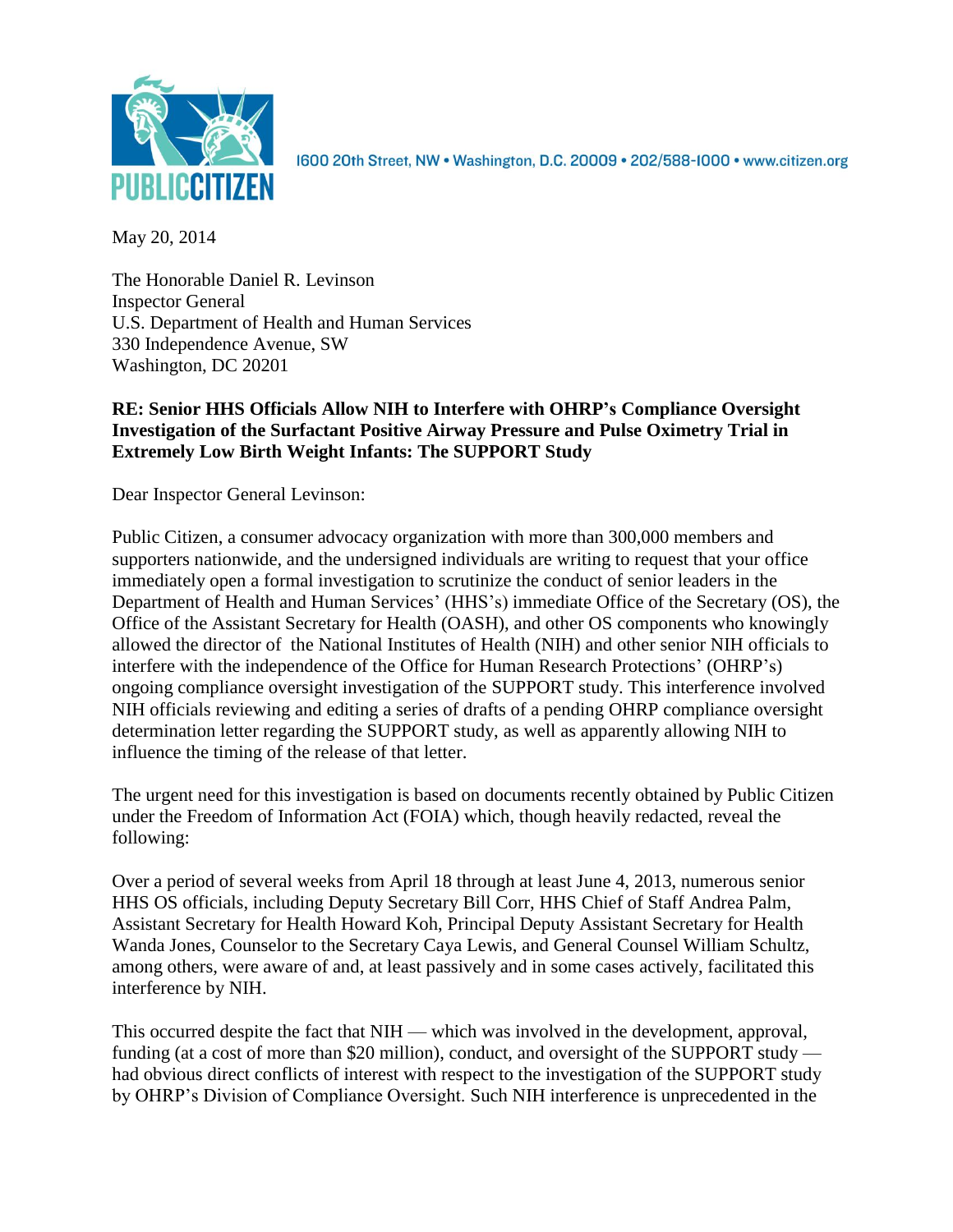1600 20th Street, NW • Washington, D.C. 20009 • 202/588-1000 • www.citizen.org

May 20, 2014

The Honorable Daniel R. Levinson
Inspector General
U.S. Department of Health and Human Services
330 Independence Avenue, SW
Washington, DC 20201

**RE: Senior HHS Officials Allow NIH to Interfere with OHRP's Compliance Oversight Investigation of the Surfactant Positive Airway Pressure and Pulse Oximetry Trial in Extremely Low Birth Weight Infants: The SUPPORT Study**

Dear Inspector General Levinson:

Public Citizen, a consumer advocacy organization with more than 300,000 members and supporters nationwide, and the undersigned individuals are writing to request that your office immediately open a formal investigation to scrutinize the conduct of senior leaders in the Department of Health and Human Services' (HHS's) immediate Office of the Secretary (OS), the Office of the Assistant Secretary for Health (OASH), and other OS components who knowingly allowed the director of the National Institutes of Health (NIH) and other senior NIH officials to interfere with the independence of the Office for Human Research Protections' (OHRP's) ongoing compliance oversight investigation of the SUPPORT study. This interference involved NIH officials reviewing and editing a series of drafts of a pending OHRP compliance oversight determination letter regarding the SUPPORT study, as well as apparently allowing NIH to influence the timing of the release of that letter.

The urgent need for this investigation is based on documents recently obtained by Public Citizen under the Freedom of Information Act (FOIA) which, though heavily redacted, reveal the following:

Over a period of several weeks from April 18 through at least June 4, 2013, numerous senior HHS OS officials, including Deputy Secretary Bill Corr, HHS Chief of Staff Andrea Palm, Assistant Secretary for Health Howard Koh, Principal Deputy Assistant Secretary for Health Wanda Jones, Counselor to the Secretary Caya Lewis, and General Counsel William Schultz, among others, were aware of and, at least passively and in some cases actively, facilitated this interference by NIH.

This occurred despite the fact that NIH — which was involved in the development, approval, funding (at a cost of more than $20 million), conduct, and oversight of the SUPPORT study — had obvious direct conflicts of interest with respect to the investigation of the SUPPORT study by OHRP's Division of Compliance Oversight. Such NIH interference is unprecedented in the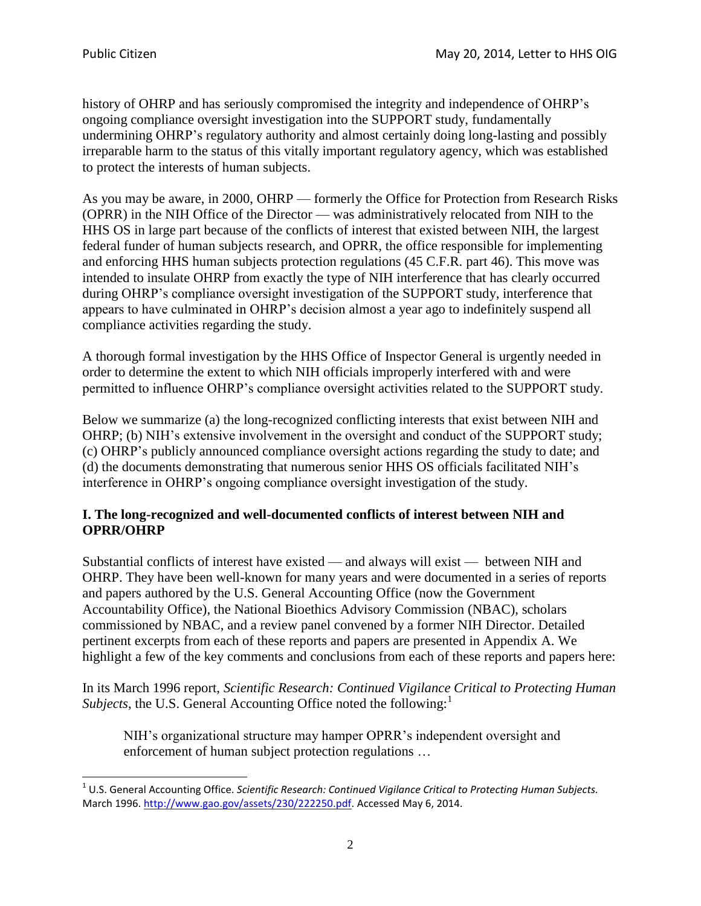history of OHRP and has seriously compromised the integrity and independence of OHRP's ongoing compliance oversight investigation into the SUPPORT study, fundamentally undermining OHRP's regulatory authority and almost certainly doing long-lasting and possibly irreparable harm to the status of this vitally important regulatory agency, which was established to protect the interests of human subjects.

As you may be aware, in 2000, OHRP — formerly the Office for Protection from Research Risks (OPRR) in the NIH Office of the Director — was administratively relocated from NIH to the HHS OS in large part because of the conflicts of interest that existed between NIH, the largest federal funder of human subjects research, and OPRR, the office responsible for implementing and enforcing HHS human subjects protection regulations (45 C.F.R. part 46). This move was intended to insulate OHRP from exactly the type of NIH interference that has clearly occurred during OHRP's compliance oversight investigation of the SUPPORT study, interference that appears to have culminated in OHRP's decision almost a year ago to indefinitely suspend all compliance activities regarding the study.

A thorough formal investigation by the HHS Office of Inspector General is urgently needed in order to determine the extent to which NIH officials improperly interfered with and were permitted to influence OHRP's compliance oversight activities related to the SUPPORT study.

Below we summarize (a) the long-recognized conflicting interests that exist between NIH and OHRP; (b) NIH's extensive involvement in the oversight and conduct of the SUPPORT study; (c) OHRP's publicly announced compliance oversight actions regarding the study to date; and (d) the documents demonstrating that numerous senior HHS OS officials facilitated NIH's interference in OHRP's ongoing compliance oversight investigation of the study.

## I. The long-recognized and well-documented conflicts of interest between NIH and OPRR/OHRP

Substantial conflicts of interest have existed — and always will exist — between NIH and OHRP. They have been well-known for many years and were documented in a series of reports and papers authored by the U.S. General Accounting Office (now the Government Accountability Office), the National Bioethics Advisory Commission (NBAC), scholars commissioned by NBAC, and a review panel convened by a former NIH Director. Detailed pertinent excerpts from each of these reports and papers are presented in Appendix A. We highlight a few of the key comments and conclusions from each of these reports and papers here:

In its March 1996 report, *Scientific Research: Continued Vigilance Critical to Protecting Human Subjects*, the U.S. General Accounting Office noted the following:[1]

> NIH's organizational structure may hamper OPRR's independent oversight and enforcement of human subject protection regulations …

[1] U.S. General Accounting Office. *Scientific Research: Continued Vigilance Critical to Protecting Human Subjects.* March 1996. http://www.gao.gov/assets/230/222250.pdf. Accessed May 6, 2014.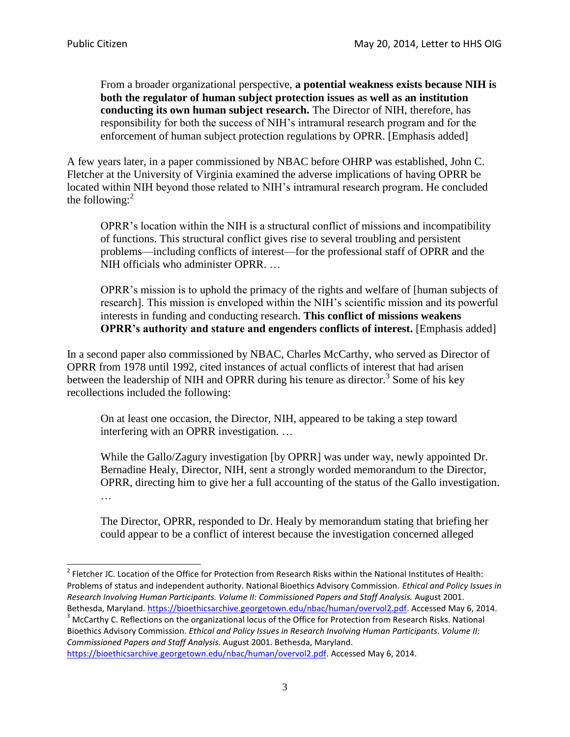> From a broader organizational perspective, **a potential weakness exists because NIH is both the regulator of human subject protection issues as well as an institution conducting its own human subject research.** The Director of NIH, therefore, has responsibility for both the success of NIH's intramural research program and for the enforcement of human subject protection regulations by OPRR. [Emphasis added]

A few years later, in a paper commissioned by NBAC before OHRP was established, John C. Fletcher at the University of Virginia examined the adverse implications of having OPRR be located within NIH beyond those related to NIH's intramural research program. He concluded the following:[2]

> OPRR's location within the NIH is a structural conflict of missions and incompatibility of functions. This structural conflict gives rise to several troubling and persistent problems—including conflicts of interest—for the professional staff of OPRR and the NIH officials who administer OPRR. …
>
> OPRR's mission is to uphold the primacy of the rights and welfare of [human subjects of research]. This mission is enveloped within the NIH's scientific mission and its powerful interests in funding and conducting research. **This conflict of missions weakens OPRR's authority and stature and engenders conflicts of interest.** [Emphasis added]

In a second paper also commissioned by NBAC, Charles McCarthy, who served as Director of OPRR from 1978 until 1992, cited instances of actual conflicts of interest that had arisen between the leadership of NIH and OPRR during his tenure as director.[3] Some of his key recollections included the following:

> On at least one occasion, the Director, NIH, appeared to be taking a step toward interfering with an OPRR investigation. …
>
> While the Gallo/Zagury investigation [by OPRR] was under way, newly appointed Dr. Bernadine Healy, Director, NIH, sent a strongly worded memorandum to the Director, OPRR, directing him to give her a full accounting of the status of the Gallo investigation. …
>
> The Director, OPRR, responded to Dr. Healy by memorandum stating that briefing her could appear to be a conflict of interest because the investigation concerned alleged

---

[2] Fletcher JC. Location of the Office for Protection from Research Risks within the National Institutes of Health: Problems of status and independent authority. National Bioethics Advisory Commission. *Ethical and Policy Issues in Research Involving Human Participants. Volume II: Commissioned Papers and Staff Analysis.* August 2001. Bethesda, Maryland. https://bioethicsarchive.georgetown.edu/nbac/human/overvol2.pdf. Accessed May 6, 2014.

[3] McCarthy C. Reflections on the organizational locus of the Office for Protection from Research Risks. National Bioethics Advisory Commission. *Ethical and Policy Issues in Research Involving Human Participants. Volume II: Commissioned Papers and Staff Analysis.* August 2001. Bethesda, Maryland. https://bioethicsarchive.georgetown.edu/nbac/human/overvol2.pdf. Accessed May 6, 2014.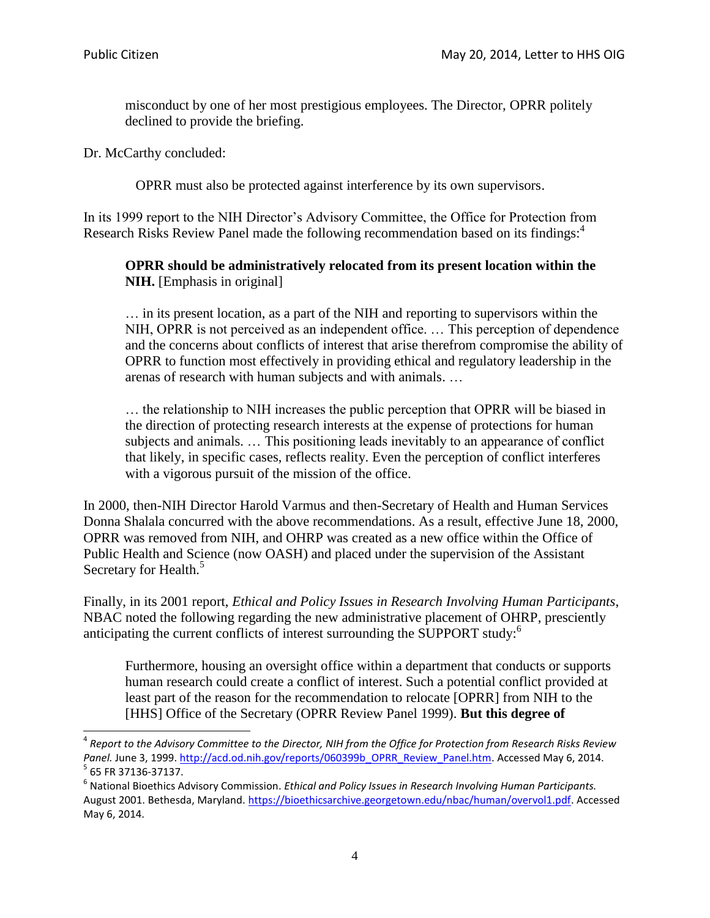> misconduct by one of her most prestigious employees. The Director, OPRR politely declined to provide the briefing.

Dr. McCarthy concluded:

> OPRR must also be protected against interference by its own supervisors.

In its 1999 report to the NIH Director's Advisory Committee, the Office for Protection from Research Risks Review Panel made the following recommendation based on its findings:[4]

> **OPRR should be administratively relocated from its present location within the NIH.** [Emphasis in original]
>
> … in its present location, as a part of the NIH and reporting to supervisors within the NIH, OPRR is not perceived as an independent office. … This perception of dependence and the concerns about conflicts of interest that arise therefrom compromise the ability of OPRR to function most effectively in providing ethical and regulatory leadership in the arenas of research with human subjects and with animals. …
>
> … the relationship to NIH increases the public perception that OPRR will be biased in the direction of protecting research interests at the expense of protections for human subjects and animals. … This positioning leads inevitably to an appearance of conflict that likely, in specific cases, reflects reality. Even the perception of conflict interferes with a vigorous pursuit of the mission of the office.

In 2000, then-NIH Director Harold Varmus and then-Secretary of Health and Human Services Donna Shalala concurred with the above recommendations. As a result, effective June 18, 2000, OPRR was removed from NIH, and OHRP was created as a new office within the Office of Public Health and Science (now OASH) and placed under the supervision of the Assistant Secretary for Health.[5]

Finally, in its 2001 report, *Ethical and Policy Issues in Research Involving Human Participants*, NBAC noted the following regarding the new administrative placement of OHRP, presciently anticipating the current conflicts of interest surrounding the SUPPORT study:[6]

> Furthermore, housing an oversight office within a department that conducts or supports human research could create a conflict of interest. Such a potential conflict provided at least part of the reason for the recommendation to relocate [OPRR] from NIH to the [HHS] Office of the Secretary (OPRR Review Panel 1999). **But this degree of**

---

[4] *Report to the Advisory Committee to the Director, NIH from the Office for Protection from Research Risks Review Panel.* June 3, 1999. http://acd.od.nih.gov/reports/060399b_OPRR_Review_Panel.htm. Accessed May 6, 2014.

[5] 65 FR 37136-37137.

[6] National Bioethics Advisory Commission. *Ethical and Policy Issues in Research Involving Human Participants.* August 2001. Bethesda, Maryland. https://bioethicsarchive.georgetown.edu/nbac/human/overvol1.pdf. Accessed May 6, 2014.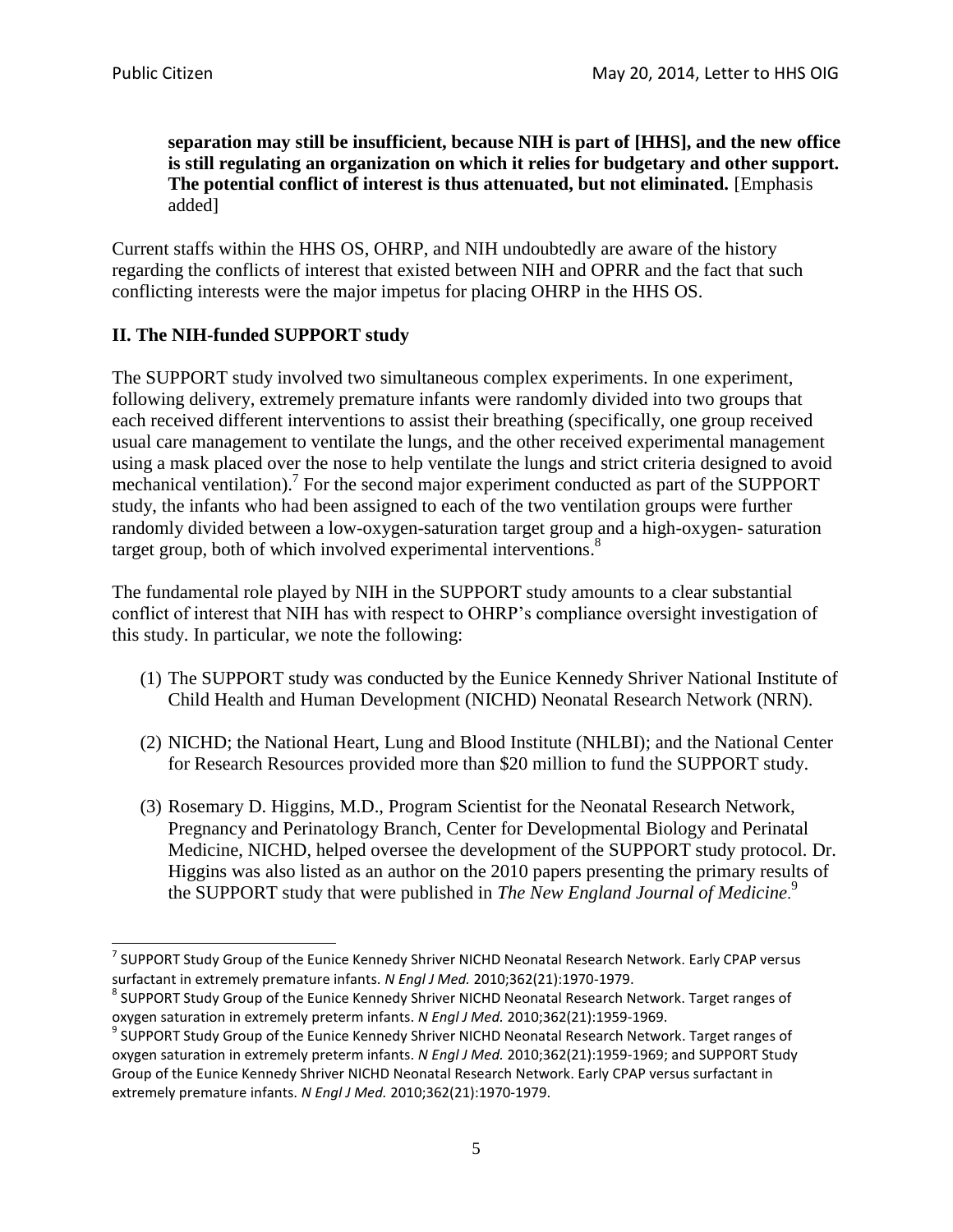> **separation may still be insufficient, because NIH is part of [HHS], and the new office is still regulating an organization on which it relies for budgetary and other support. The potential conflict of interest is thus attenuated, but not eliminated.** [Emphasis added]

Current staffs within the HHS OS, OHRP, and NIH undoubtedly are aware of the history regarding the conflicts of interest that existed between NIH and OPRR and the fact that such conflicting interests were the major impetus for placing OHRP in the HHS OS.

## II. The NIH-funded SUPPORT study

The SUPPORT study involved two simultaneous complex experiments. In one experiment, following delivery, extremely premature infants were randomly divided into two groups that each received different interventions to assist their breathing (specifically, one group received usual care management to ventilate the lungs, and the other received experimental management using a mask placed over the nose to help ventilate the lungs and strict criteria designed to avoid mechanical ventilation).[7] For the second major experiment conducted as part of the SUPPORT study, the infants who had been assigned to each of the two ventilation groups were further randomly divided between a low-oxygen-saturation target group and a high-oxygen- saturation target group, both of which involved experimental interventions.[8]

The fundamental role played by NIH in the SUPPORT study amounts to a clear substantial conflict of interest that NIH has with respect to OHRP's compliance oversight investigation of this study. In particular, we note the following:

(1) The SUPPORT study was conducted by the Eunice Kennedy Shriver National Institute of Child Health and Human Development (NICHD) Neonatal Research Network (NRN).

(2) NICHD; the National Heart, Lung and Blood Institute (NHLBI); and the National Center for Research Resources provided more than $20 million to fund the SUPPORT study.

(3) Rosemary D. Higgins, M.D., Program Scientist for the Neonatal Research Network, Pregnancy and Perinatology Branch, Center for Developmental Biology and Perinatal Medicine, NICHD, helped oversee the development of the SUPPORT study protocol. Dr. Higgins was also listed as an author on the 2010 papers presenting the primary results of the SUPPORT study that were published in *The New England Journal of Medicine*.[9]

---

[7] SUPPORT Study Group of the Eunice Kennedy Shriver NICHD Neonatal Research Network. Early CPAP versus surfactant in extremely premature infants. *N Engl J Med.* 2010;362(21):1970-1979.

[8] SUPPORT Study Group of the Eunice Kennedy Shriver NICHD Neonatal Research Network. Target ranges of oxygen saturation in extremely preterm infants. *N Engl J Med.* 2010;362(21):1959-1969.

[9] SUPPORT Study Group of the Eunice Kennedy Shriver NICHD Neonatal Research Network. Target ranges of oxygen saturation in extremely preterm infants. *N Engl J Med.* 2010;362(21):1959-1969; and SUPPORT Study Group of the Eunice Kennedy Shriver NICHD Neonatal Research Network. Early CPAP versus surfactant in extremely premature infants. *N Engl J Med.* 2010;362(21):1970-1979.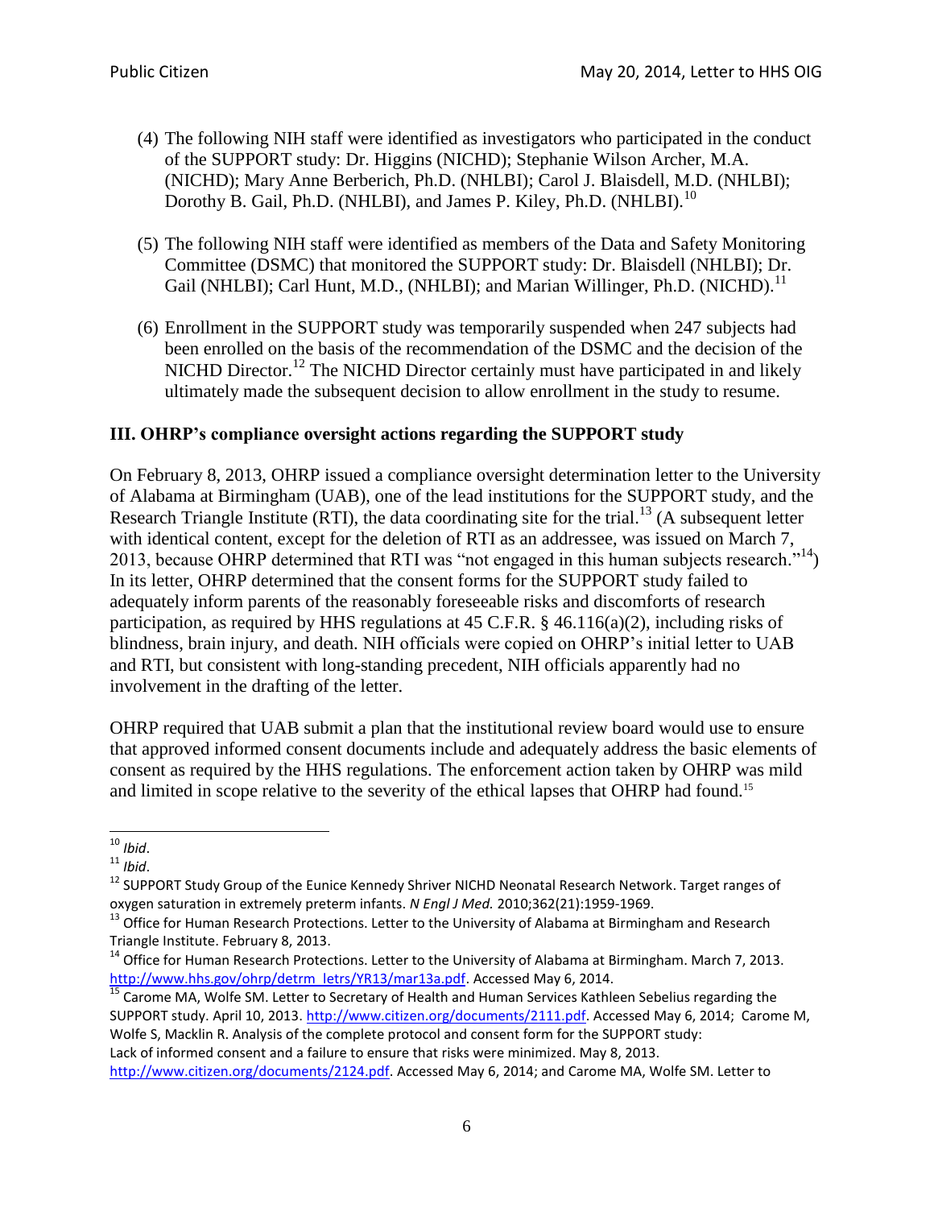(4) The following NIH staff were identified as investigators who participated in the conduct of the SUPPORT study: Dr. Higgins (NICHD); Stephanie Wilson Archer, M.A. (NICHD); Mary Anne Berberich, Ph.D. (NHLBI); Carol J. Blaisdell, M.D. (NHLBI); Dorothy B. Gail, Ph.D. (NHLBI), and James P. Kiley, Ph.D. (NHLBI).[10]

(5) The following NIH staff were identified as members of the Data and Safety Monitoring Committee (DSMC) that monitored the SUPPORT study: Dr. Blaisdell (NHLBI); Dr. Gail (NHLBI); Carl Hunt, M.D., (NHLBI); and Marian Willinger, Ph.D. (NICHD).[11]

(6) Enrollment in the SUPPORT study was temporarily suspended when 247 subjects had been enrolled on the basis of the recommendation of the DSMC and the decision of the NICHD Director.[12] The NICHD Director certainly must have participated in and likely ultimately made the subsequent decision to allow enrollment in the study to resume.

## III. OHRP's compliance oversight actions regarding the SUPPORT study

On February 8, 2013, OHRP issued a compliance oversight determination letter to the University of Alabama at Birmingham (UAB), one of the lead institutions for the SUPPORT study, and the Research Triangle Institute (RTI), the data coordinating site for the trial.[13] (A subsequent letter with identical content, except for the deletion of RTI as an addressee, was issued on March 7, 2013, because OHRP determined that RTI was "not engaged in this human subjects research."[14]) In its letter, OHRP determined that the consent forms for the SUPPORT study failed to adequately inform parents of the reasonably foreseeable risks and discomforts of research participation, as required by HHS regulations at 45 C.F.R. § 46.116(a)(2), including risks of blindness, brain injury, and death. NIH officials were copied on OHRP's initial letter to UAB and RTI, but consistent with long-standing precedent, NIH officials apparently had no involvement in the drafting of the letter.

OHRP required that UAB submit a plan that the institutional review board would use to ensure that approved informed consent documents include and adequately address the basic elements of consent as required by the HHS regulations. The enforcement action taken by OHRP was mild and limited in scope relative to the severity of the ethical lapses that OHRP had found.[15]

---

[10] *Ibid*.

[11] *Ibid*.

[12] SUPPORT Study Group of the Eunice Kennedy Shriver NICHD Neonatal Research Network. Target ranges of oxygen saturation in extremely preterm infants. *N Engl J Med.* 2010;362(21):1959-1969.

[13] Office for Human Research Protections. Letter to the University of Alabama at Birmingham and Research Triangle Institute. February 8, 2013.

[14] Office for Human Research Protections. Letter to the University of Alabama at Birmingham. March 7, 2013. http://www.hhs.gov/ohrp/detrm_letrs/YR13/mar13a.pdf. Accessed May 6, 2014.

[15] Carome MA, Wolfe SM. Letter to Secretary of Health and Human Services Kathleen Sebelius regarding the SUPPORT study. April 10, 2013. http://www.citizen.org/documents/2111.pdf. Accessed May 6, 2014; Carome M, Wolfe S, Macklin R. Analysis of the complete protocol and consent form for the SUPPORT study: Lack of informed consent and a failure to ensure that risks were minimized. May 8, 2013. http://www.citizen.org/documents/2124.pdf. Accessed May 6, 2014; and Carome MA, Wolfe SM. Letter to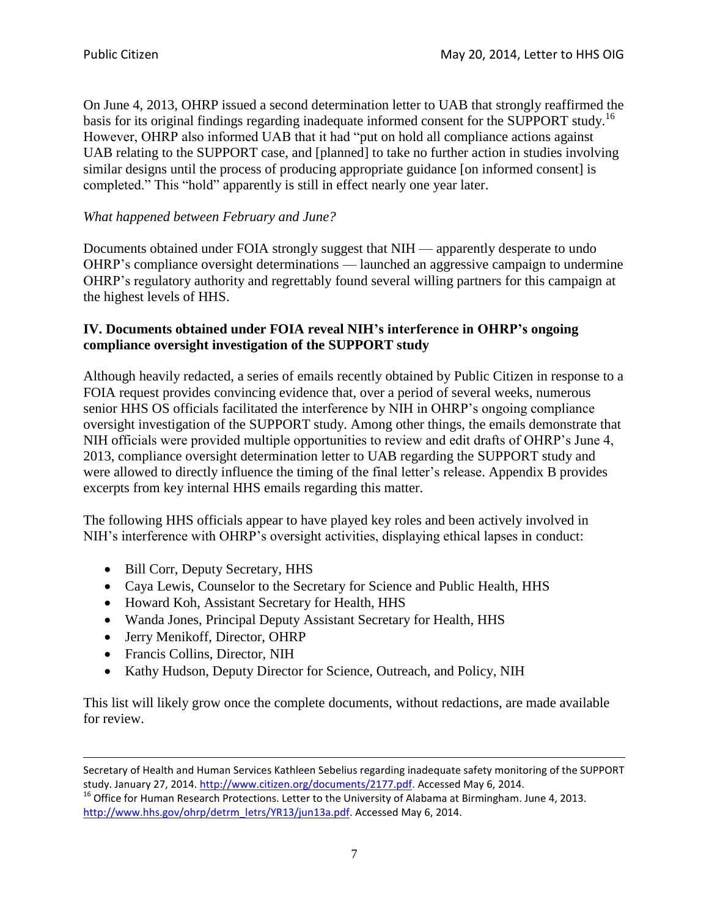On June 4, 2013, OHRP issued a second determination letter to UAB that strongly reaffirmed the basis for its original findings regarding inadequate informed consent for the SUPPORT study.[16] However, OHRP also informed UAB that it had "put on hold all compliance actions against UAB relating to the SUPPORT case, and [planned] to take no further action in studies involving similar designs until the process of producing appropriate guidance [on informed consent] is completed." This "hold" apparently is still in effect nearly one year later.

*What happened between February and June?*

Documents obtained under FOIA strongly suggest that NIH — apparently desperate to undo OHRP's compliance oversight determinations — launched an aggressive campaign to undermine OHRP's regulatory authority and regrettably found several willing partners for this campaign at the highest levels of HHS.

**IV. Documents obtained under FOIA reveal NIH's interference in OHRP's ongoing compliance oversight investigation of the SUPPORT study**

Although heavily redacted, a series of emails recently obtained by Public Citizen in response to a FOIA request provides convincing evidence that, over a period of several weeks, numerous senior HHS OS officials facilitated the interference by NIH in OHRP's ongoing compliance oversight investigation of the SUPPORT study. Among other things, the emails demonstrate that NIH officials were provided multiple opportunities to review and edit drafts of OHRP's June 4, 2013, compliance oversight determination letter to UAB regarding the SUPPORT study and were allowed to directly influence the timing of the final letter's release. Appendix B provides excerpts from key internal HHS emails regarding this matter.

The following HHS officials appear to have played key roles and been actively involved in NIH's interference with OHRP's oversight activities, displaying ethical lapses in conduct:

- Bill Corr, Deputy Secretary, HHS
- Caya Lewis, Counselor to the Secretary for Science and Public Health, HHS
- Howard Koh, Assistant Secretary for Health, HHS
- Wanda Jones, Principal Deputy Assistant Secretary for Health, HHS
- Jerry Menikoff, Director, OHRP
- Francis Collins, Director, NIH
- Kathy Hudson, Deputy Director for Science, Outreach, and Policy, NIH

This list will likely grow once the complete documents, without redactions, are made available for review.

---

Secretary of Health and Human Services Kathleen Sebelius regarding inadequate safety monitoring of the SUPPORT study. January 27, 2014. http://www.citizen.org/documents/2177.pdf. Accessed May 6, 2014.

[16] Office for Human Research Protections. Letter to the University of Alabama at Birmingham. June 4, 2013. http://www.hhs.gov/ohrp/detrm_letrs/YR13/jun13a.pdf. Accessed May 6, 2014.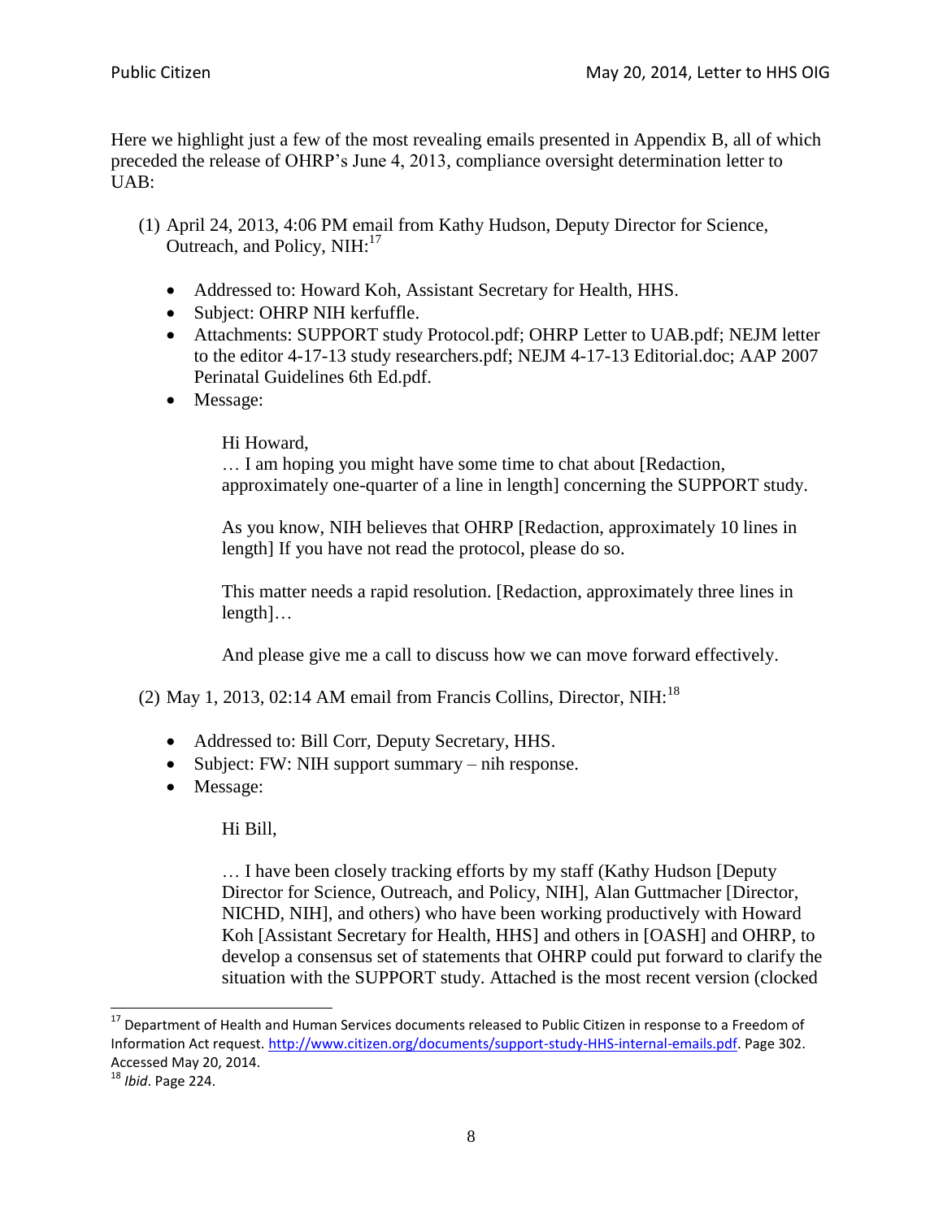Here we highlight just a few of the most revealing emails presented in Appendix B, all of which preceded the release of OHRP's June 4, 2013, compliance oversight determination letter to UAB:

(1) April 24, 2013, 4:06 PM email from Kathy Hudson, Deputy Director for Science, Outreach, and Policy, NIH:[17]

- Addressed to: Howard Koh, Assistant Secretary for Health, HHS.
- Subject: OHRP NIH kerfuffle.
- Attachments: SUPPORT study Protocol.pdf; OHRP Letter to UAB.pdf; NEJM letter to the editor 4-17-13 study researchers.pdf; NEJM 4-17-13 Editorial.doc; AAP 2007 Perinatal Guidelines 6th Ed.pdf.
- Message:

  > Hi Howard,
  > … I am hoping you might have some time to chat about [Redaction, approximately one-quarter of a line in length] concerning the SUPPORT study.
  >
  > As you know, NIH believes that OHRP [Redaction, approximately 10 lines in length] If you have not read the protocol, please do so.
  >
  > This matter needs a rapid resolution. [Redaction, approximately three lines in length]…
  >
  > And please give me a call to discuss how we can move forward effectively.

(2) May 1, 2013, 02:14 AM email from Francis Collins, Director, NIH:[18]

- Addressed to: Bill Corr, Deputy Secretary, HHS.
- Subject: FW: NIH support summary – nih response.
- Message:

  > Hi Bill,
  >
  > … I have been closely tracking efforts by my staff (Kathy Hudson [Deputy Director for Science, Outreach, and Policy, NIH], Alan Guttmacher [Director, NICHD, NIH], and others) who have been working productively with Howard Koh [Assistant Secretary for Health, HHS] and others in [OASH] and OHRP, to develop a consensus set of statements that OHRP could put forward to clarify the situation with the SUPPORT study. Attached is the most recent version (clocked

[17] Department of Health and Human Services documents released to Public Citizen in response to a Freedom of Information Act request. http://www.citizen.org/documents/support-study-HHS-internal-emails.pdf. Page 302. Accessed May 20, 2014.

[18] *Ibid*. Page 224.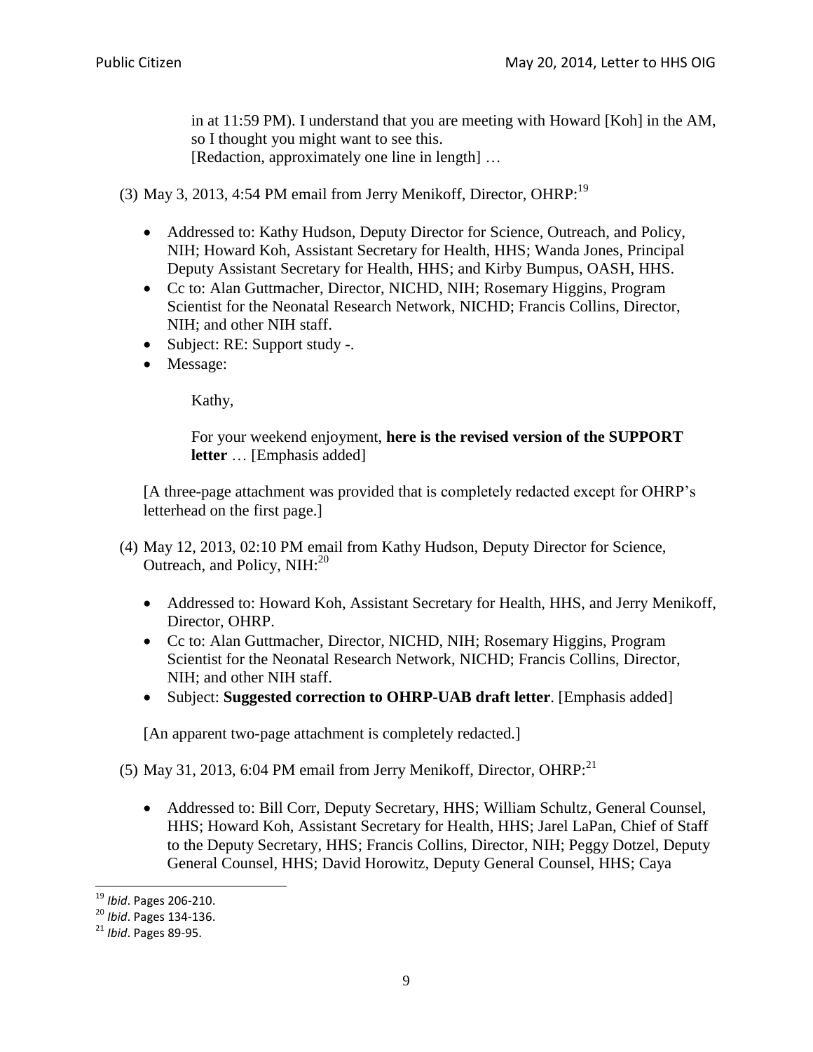> in at 11:59 PM). I understand that you are meeting with Howard [Koh] in the AM, so I thought you might want to see this.
> [Redaction, approximately one line in length] …

(3) May 3, 2013, 4:54 PM email from Jerry Menikoff, Director, OHRP:[19]

- Addressed to: Kathy Hudson, Deputy Director for Science, Outreach, and Policy, NIH; Howard Koh, Assistant Secretary for Health, HHS; Wanda Jones, Principal Deputy Assistant Secretary for Health, HHS; and Kirby Bumpus, OASH, HHS.
- Cc to: Alan Guttmacher, Director, NICHD, NIH; Rosemary Higgins, Program Scientist for the Neonatal Research Network, NICHD; Francis Collins, Director, NIH; and other NIH staff.
- Subject: RE: Support study -.
- Message:

> Kathy,
>
> For your weekend enjoyment, **here is the revised version of the SUPPORT letter** … [Emphasis added]

[A three-page attachment was provided that is completely redacted except for OHRP's letterhead on the first page.]

(4) May 12, 2013, 02:10 PM email from Kathy Hudson, Deputy Director for Science, Outreach, and Policy, NIH:[20]

- Addressed to: Howard Koh, Assistant Secretary for Health, HHS, and Jerry Menikoff, Director, OHRP.
- Cc to: Alan Guttmacher, Director, NICHD, NIH; Rosemary Higgins, Program Scientist for the Neonatal Research Network, NICHD; Francis Collins, Director, NIH; and other NIH staff.
- Subject: **Suggested correction to OHRP-UAB draft letter**. [Emphasis added]

[An apparent two-page attachment is completely redacted.]

(5) May 31, 2013, 6:04 PM email from Jerry Menikoff, Director, OHRP:[21]

- Addressed to: Bill Corr, Deputy Secretary, HHS; William Schultz, General Counsel, HHS; Howard Koh, Assistant Secretary for Health, HHS; Jarel LaPan, Chief of Staff to the Deputy Secretary, HHS; Francis Collins, Director, NIH; Peggy Dotzel, Deputy General Counsel, HHS; David Horowitz, Deputy General Counsel, HHS; Caya

---

[19] *Ibid*. Pages 206-210.

[20] *Ibid*. Pages 134-136.

[21] *Ibid*. Pages 89-95.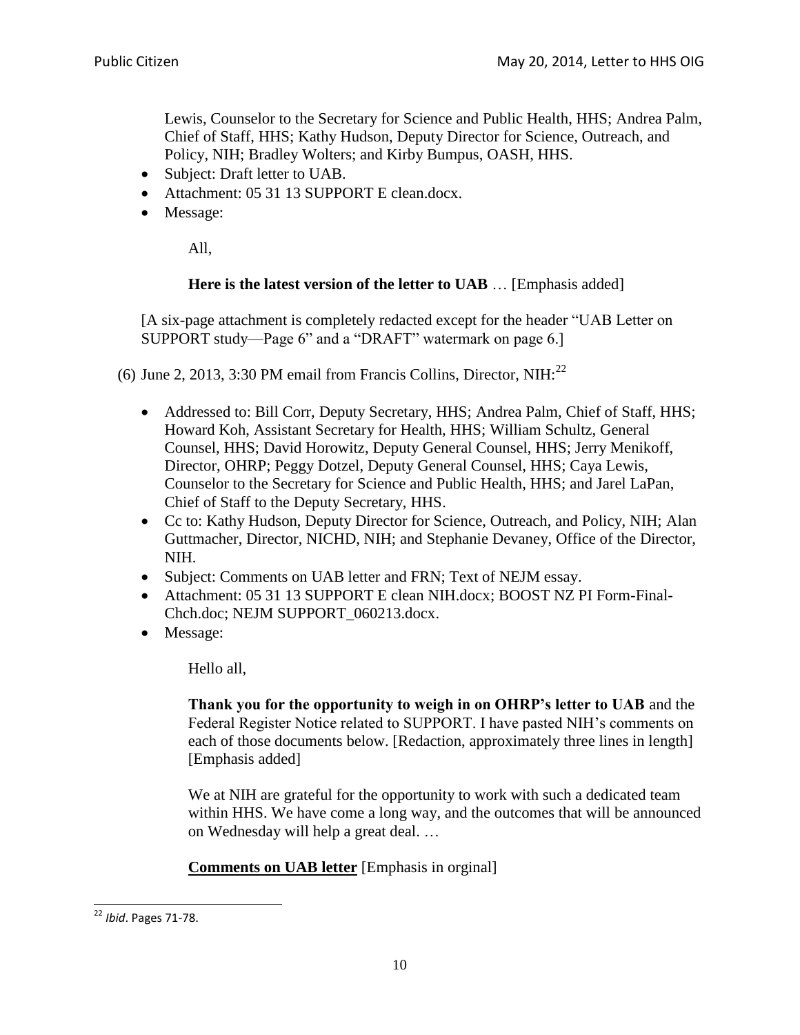Lewis, Counselor to the Secretary for Science and Public Health, HHS; Andrea Palm, Chief of Staff, HHS; Kathy Hudson, Deputy Director for Science, Outreach, and Policy, NIH; Bradley Wolters; and Kirby Bumpus, OASH, HHS.

- Subject: Draft letter to UAB.
- Attachment: 05 31 13 SUPPORT E clean.docx.
- Message:

  All,

  **Here is the latest version of the letter to UAB** … [Emphasis added]

[A six-page attachment is completely redacted except for the header "UAB Letter on SUPPORT study—Page 6" and a "DRAFT" watermark on page 6.]

(6) June 2, 2013, 3:30 PM email from Francis Collins, Director, NIH:[22]

- Addressed to: Bill Corr, Deputy Secretary, HHS; Andrea Palm, Chief of Staff, HHS; Howard Koh, Assistant Secretary for Health, HHS; William Schultz, General Counsel, HHS; David Horowitz, Deputy General Counsel, HHS; Jerry Menikoff, Director, OHRP; Peggy Dotzel, Deputy General Counsel, HHS; Caya Lewis, Counselor to the Secretary for Science and Public Health, HHS; and Jarel LaPan, Chief of Staff to the Deputy Secretary, HHS.
- Cc to: Kathy Hudson, Deputy Director for Science, Outreach, and Policy, NIH; Alan Guttmacher, Director, NICHD, NIH; and Stephanie Devaney, Office of the Director, NIH.
- Subject: Comments on UAB letter and FRN; Text of NEJM essay.
- Attachment: 05 31 13 SUPPORT E clean NIH.docx; BOOST NZ PI Form-Final-Chch.doc; NEJM SUPPORT_060213.docx.
- Message:

  Hello all,

  **Thank you for the opportunity to weigh in on OHRP's letter to UAB** and the Federal Register Notice related to SUPPORT. I have pasted NIH's comments on each of those documents below. [Redaction, approximately three lines in length] [Emphasis added]

  We at NIH are grateful for the opportunity to work with such a dedicated team within HHS. We have come a long way, and the outcomes that will be announced on Wednesday will help a great deal. …

  **<u>Comments on UAB letter</u>** [Emphasis in orginal]

---

[22] *Ibid*. Pages 71-78.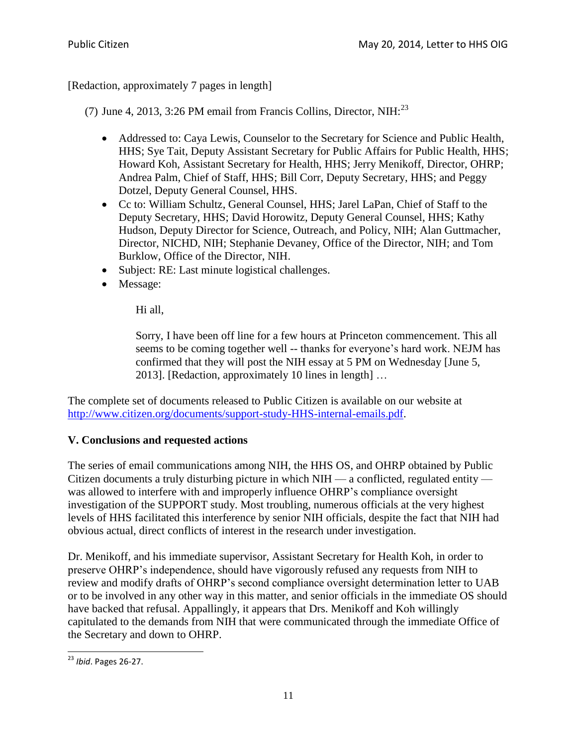[Redaction, approximately 7 pages in length]

(7) June 4, 2013, 3:26 PM email from Francis Collins, Director, NIH:[23]

- Addressed to: Caya Lewis, Counselor to the Secretary for Science and Public Health, HHS; Sye Tait, Deputy Assistant Secretary for Public Affairs for Public Health, HHS; Howard Koh, Assistant Secretary for Health, HHS; Jerry Menikoff, Director, OHRP; Andrea Palm, Chief of Staff, HHS; Bill Corr, Deputy Secretary, HHS; and Peggy Dotzel, Deputy General Counsel, HHS.
- Cc to: William Schultz, General Counsel, HHS; Jarel LaPan, Chief of Staff to the Deputy Secretary, HHS; David Horowitz, Deputy General Counsel, HHS; Kathy Hudson, Deputy Director for Science, Outreach, and Policy, NIH; Alan Guttmacher, Director, NICHD, NIH; Stephanie Devaney, Office of the Director, NIH; and Tom Burklow, Office of the Director, NIH.
- Subject: RE: Last minute logistical challenges.
- Message:

  Hi all,

  Sorry, I have been off line for a few hours at Princeton commencement. This all seems to be coming together well -- thanks for everyone's hard work. NEJM has confirmed that they will post the NIH essay at 5 PM on Wednesday [June 5, 2013]. [Redaction, approximately 10 lines in length] …

The complete set of documents released to Public Citizen is available on our website at http://www.citizen.org/documents/support-study-HHS-internal-emails.pdf.

## V. Conclusions and requested actions

The series of email communications among NIH, the HHS OS, and OHRP obtained by Public Citizen documents a truly disturbing picture in which NIH — a conflicted, regulated entity — was allowed to interfere with and improperly influence OHRP's compliance oversight investigation of the SUPPORT study. Most troubling, numerous officials at the very highest levels of HHS facilitated this interference by senior NIH officials, despite the fact that NIH had obvious actual, direct conflicts of interest in the research under investigation.

Dr. Menikoff, and his immediate supervisor, Assistant Secretary for Health Koh, in order to preserve OHRP's independence, should have vigorously refused any requests from NIH to review and modify drafts of OHRP's second compliance oversight determination letter to UAB or to be involved in any other way in this matter, and senior officials in the immediate OS should have backed that refusal. Appallingly, it appears that Drs. Menikoff and Koh willingly capitulated to the demands from NIH that were communicated through the immediate Office of the Secretary and down to OHRP.

[23] *Ibid*. Pages 26-27.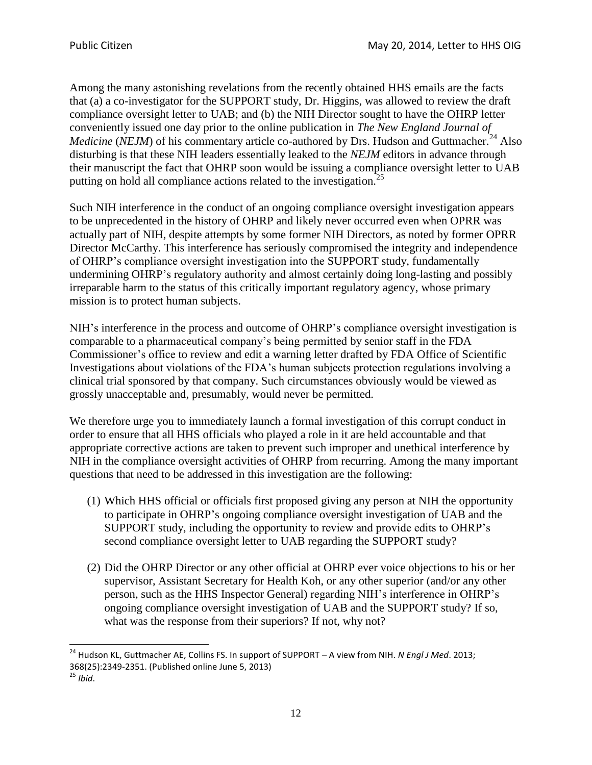Among the many astonishing revelations from the recently obtained HHS emails are the facts that (a) a co-investigator for the SUPPORT study, Dr. Higgins, was allowed to review the draft compliance oversight letter to UAB; and (b) the NIH Director sought to have the OHRP letter conveniently issued one day prior to the online publication in *The New England Journal of Medicine* (*NEJM*) of his commentary article co-authored by Drs. Hudson and Guttmacher.[24] Also disturbing is that these NIH leaders essentially leaked to the *NEJM* editors in advance through their manuscript the fact that OHRP soon would be issuing a compliance oversight letter to UAB putting on hold all compliance actions related to the investigation.[25]

Such NIH interference in the conduct of an ongoing compliance oversight investigation appears to be unprecedented in the history of OHRP and likely never occurred even when OPRR was actually part of NIH, despite attempts by some former NIH Directors, as noted by former OPRR Director McCarthy. This interference has seriously compromised the integrity and independence of OHRP's compliance oversight investigation into the SUPPORT study, fundamentally undermining OHRP's regulatory authority and almost certainly doing long-lasting and possibly irreparable harm to the status of this critically important regulatory agency, whose primary mission is to protect human subjects.

NIH's interference in the process and outcome of OHRP's compliance oversight investigation is comparable to a pharmaceutical company's being permitted by senior staff in the FDA Commissioner's office to review and edit a warning letter drafted by FDA Office of Scientific Investigations about violations of the FDA's human subjects protection regulations involving a clinical trial sponsored by that company. Such circumstances obviously would be viewed as grossly unacceptable and, presumably, would never be permitted.

We therefore urge you to immediately launch a formal investigation of this corrupt conduct in order to ensure that all HHS officials who played a role in it are held accountable and that appropriate corrective actions are taken to prevent such improper and unethical interference by NIH in the compliance oversight activities of OHRP from recurring. Among the many important questions that need to be addressed in this investigation are the following:

(1) Which HHS official or officials first proposed giving any person at NIH the opportunity to participate in OHRP's ongoing compliance oversight investigation of UAB and the SUPPORT study, including the opportunity to review and provide edits to OHRP's second compliance oversight letter to UAB regarding the SUPPORT study?

(2) Did the OHRP Director or any other official at OHRP ever voice objections to his or her supervisor, Assistant Secretary for Health Koh, or any other superior (and/or any other person, such as the HHS Inspector General) regarding NIH's interference in OHRP's ongoing compliance oversight investigation of UAB and the SUPPORT study? If so, what was the response from their superiors? If not, why not?

---

[24] Hudson KL, Guttmacher AE, Collins FS. In support of SUPPORT – A view from NIH. *N Engl J Med*. 2013; 368(25):2349-2351. (Published online June 5, 2013)

[25] *Ibid*.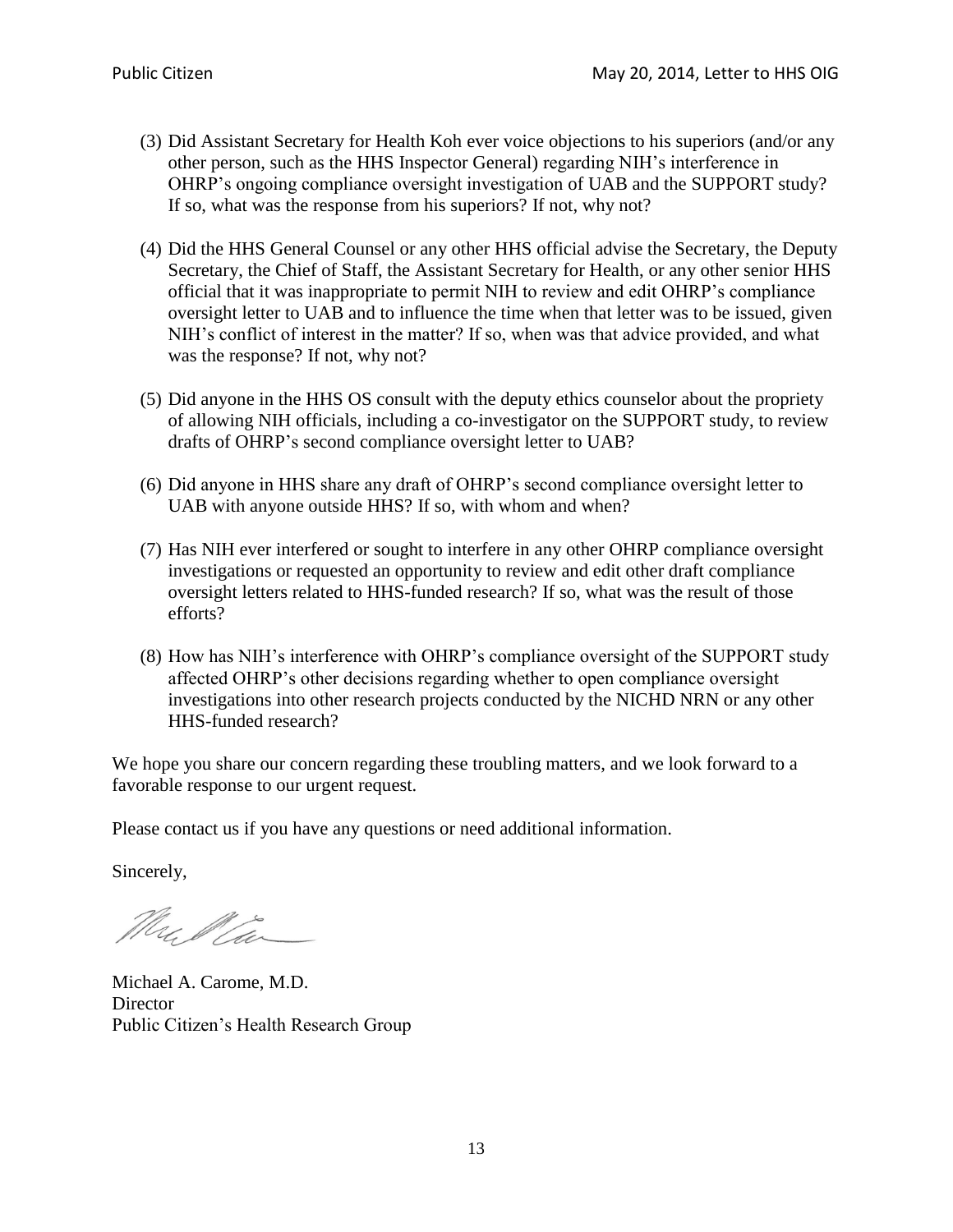(3) Did Assistant Secretary for Health Koh ever voice objections to his superiors (and/or any other person, such as the HHS Inspector General) regarding NIH's interference in OHRP's ongoing compliance oversight investigation of UAB and the SUPPORT study? If so, what was the response from his superiors? If not, why not?

(4) Did the HHS General Counsel or any other HHS official advise the Secretary, the Deputy Secretary, the Chief of Staff, the Assistant Secretary for Health, or any other senior HHS official that it was inappropriate to permit NIH to review and edit OHRP's compliance oversight letter to UAB and to influence the time when that letter was to be issued, given NIH's conflict of interest in the matter? If so, when was that advice provided, and what was the response? If not, why not?

(5) Did anyone in the HHS OS consult with the deputy ethics counselor about the propriety of allowing NIH officials, including a co-investigator on the SUPPORT study, to review drafts of OHRP's second compliance oversight letter to UAB?

(6) Did anyone in HHS share any draft of OHRP's second compliance oversight letter to UAB with anyone outside HHS? If so, with whom and when?

(7) Has NIH ever interfered or sought to interfere in any other OHRP compliance oversight investigations or requested an opportunity to review and edit other draft compliance oversight letters related to HHS-funded research? If so, what was the result of those efforts?

(8) How has NIH's interference with OHRP's compliance oversight of the SUPPORT study affected OHRP's other decisions regarding whether to open compliance oversight investigations into other research projects conducted by the NICHD NRN or any other HHS-funded research?

We hope you share our concern regarding these troubling matters, and we look forward to a favorable response to our urgent request.

Please contact us if you have any questions or need additional information.

Sincerely,

Michael A. Carome, M.D.
Director
Public Citizen's Health Research Group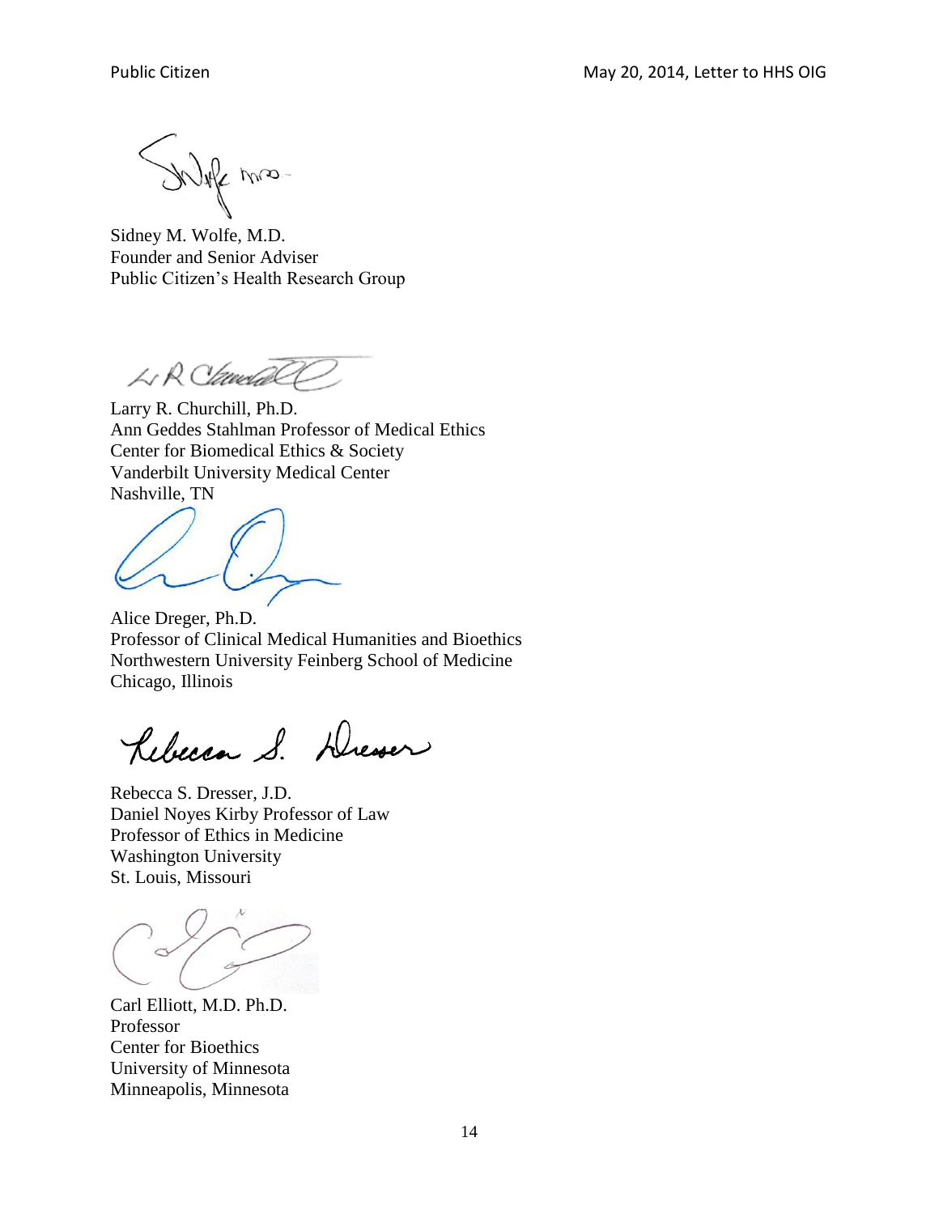Sidney M. Wolfe, M.D.
Founder and Senior Adviser
Public Citizen's Health Research Group

Larry R. Churchill, Ph.D.
Ann Geddes Stahlman Professor of Medical Ethics
Center for Biomedical Ethics & Society
Vanderbilt University Medical Center
Nashville, TN

Alice Dreger, Ph.D.
Professor of Clinical Medical Humanities and Bioethics
Northwestern University Feinberg School of Medicine
Chicago, Illinois

Rebecca S. Dresser, J.D.
Daniel Noyes Kirby Professor of Law
Professor of Ethics in Medicine
Washington University
St. Louis, Missouri

Carl Elliott, M.D. Ph.D.
Professor
Center for Bioethics
University of Minnesota
Minneapolis, Minnesota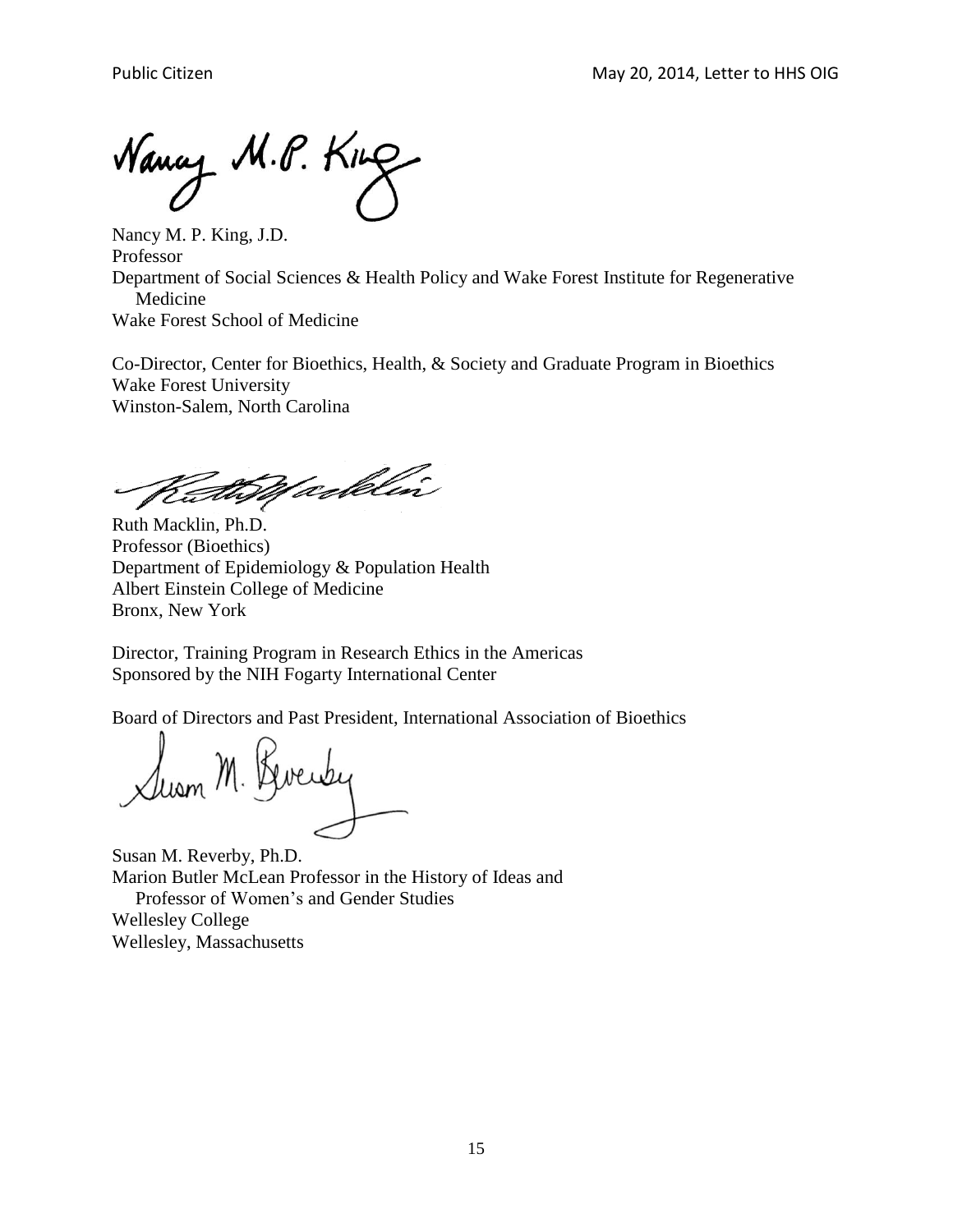Nancy M. P. King, J.D.
Professor
Department of Social Sciences & Health Policy and Wake Forest Institute for Regenerative Medicine
Wake Forest School of Medicine

Co-Director, Center for Bioethics, Health, & Society and Graduate Program in Bioethics
Wake Forest University
Winston-Salem, North Carolina

Ruth Macklin, Ph.D.
Professor (Bioethics)
Department of Epidemiology & Population Health
Albert Einstein College of Medicine
Bronx, New York

Director, Training Program in Research Ethics in the Americas
Sponsored by the NIH Fogarty International Center

Board of Directors and Past President, International Association of Bioethics

Susan M. Reverby, Ph.D.
Marion Butler McLean Professor in the History of Ideas and Professor of Women's and Gender Studies
Wellesley College
Wellesley, Massachusetts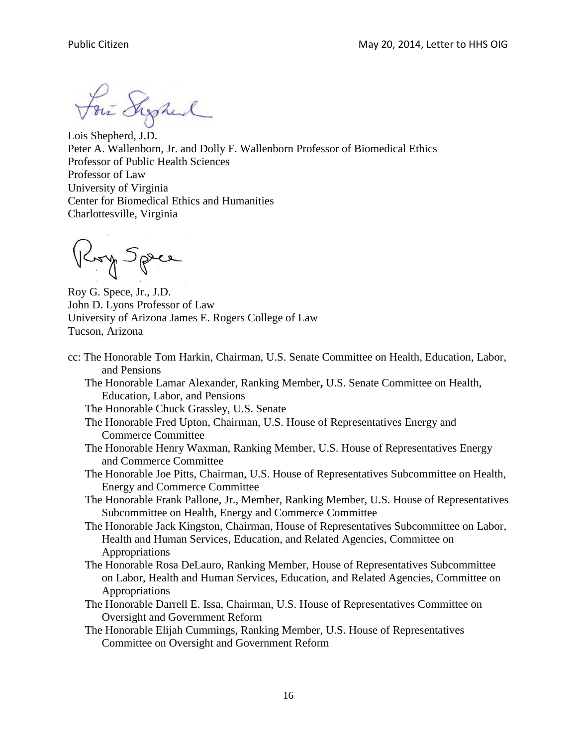Lois Shepherd, J.D.
Peter A. Wallenborn, Jr. and Dolly F. Wallenborn Professor of Biomedical Ethics
Professor of Public Health Sciences
Professor of Law
University of Virginia
Center for Biomedical Ethics and Humanities
Charlottesville, Virginia

Roy G. Spece, Jr., J.D.
John D. Lyons Professor of Law
University of Arizona James E. Rogers College of Law
Tucson, Arizona

cc: The Honorable Tom Harkin, Chairman, U.S. Senate Committee on Health, Education, Labor, and Pensions
The Honorable Lamar Alexander, Ranking Member**,** U.S. Senate Committee on Health, Education, Labor, and Pensions
The Honorable Chuck Grassley, U.S. Senate
The Honorable Fred Upton, Chairman, U.S. House of Representatives Energy and Commerce Committee
The Honorable Henry Waxman, Ranking Member, U.S. House of Representatives Energy and Commerce Committee
The Honorable Joe Pitts, Chairman, U.S. House of Representatives Subcommittee on Health, Energy and Commerce Committee
The Honorable Frank Pallone, Jr., Member, Ranking Member, U.S. House of Representatives Subcommittee on Health, Energy and Commerce Committee
The Honorable Jack Kingston, Chairman, House of Representatives Subcommittee on Labor, Health and Human Services, Education, and Related Agencies, Committee on Appropriations
The Honorable Rosa DeLauro, Ranking Member, House of Representatives Subcommittee on Labor, Health and Human Services, Education, and Related Agencies, Committee on Appropriations
The Honorable Darrell E. Issa, Chairman, U.S. House of Representatives Committee on Oversight and Government Reform
The Honorable Elijah Cummings, Ranking Member, U.S. House of Representatives Committee on Oversight and Government Reform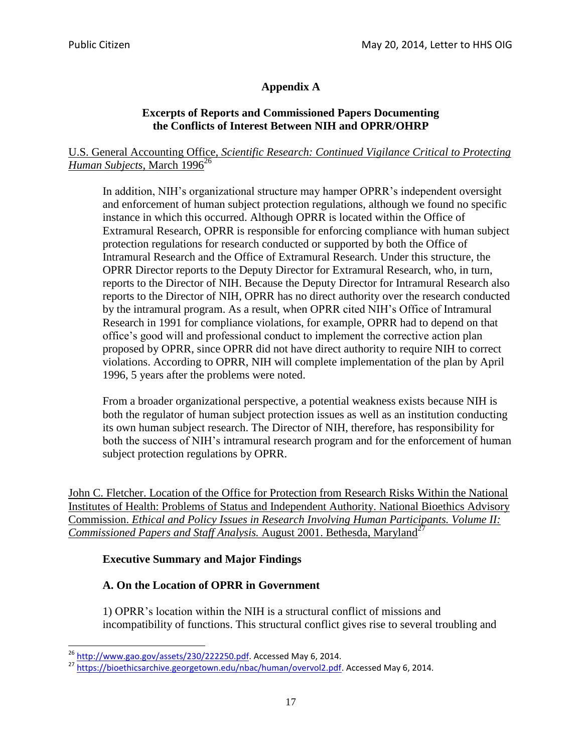## Appendix A

### Excerpts of Reports and Commissioned Papers Documenting the Conflicts of Interest Between NIH and OPRR/OHRP

U.S. General Accounting Office, *Scientific Research: Continued Vigilance Critical to Protecting Human Subjects*, March 1996[26]

> In addition, NIH's organizational structure may hamper OPRR's independent oversight and enforcement of human subject protection regulations, although we found no specific instance in which this occurred. Although OPRR is located within the Office of Extramural Research, OPRR is responsible for enforcing compliance with human subject protection regulations for research conducted or supported by both the Office of Intramural Research and the Office of Extramural Research. Under this structure, the OPRR Director reports to the Deputy Director for Extramural Research, who, in turn, reports to the Director of NIH. Because the Deputy Director for Intramural Research also reports to the Director of NIH, OPRR has no direct authority over the research conducted by the intramural program. As a result, when OPRR cited NIH's Office of Intramural Research in 1991 for compliance violations, for example, OPRR had to depend on that office's good will and professional conduct to implement the corrective action plan proposed by OPRR, since OPRR did not have direct authority to require NIH to correct violations. According to OPRR, NIH will complete implementation of the plan by April 1996, 5 years after the problems were noted.
>
> From a broader organizational perspective, a potential weakness exists because NIH is both the regulator of human subject protection issues as well as an institution conducting its own human subject research. The Director of NIH, therefore, has responsibility for both the success of NIH's intramural research program and for the enforcement of human subject protection regulations by OPRR.

John C. Fletcher. Location of the Office for Protection from Research Risks Within the National Institutes of Health: Problems of Status and Independent Authority. National Bioethics Advisory Commission. *Ethical and Policy Issues in Research Involving Human Participants. Volume II: Commissioned Papers and Staff Analysis.* August 2001. Bethesda, Maryland[27]

> **Executive Summary and Major Findings**
>
> **A. On the Location of OPRR in Government**
>
> 1) OPRR's location within the NIH is a structural conflict of missions and incompatibility of functions. This structural conflict gives rise to several troubling and

---

[26] http://www.gao.gov/assets/230/222250.pdf. Accessed May 6, 2014.

[27] https://bioethicsarchive.georgetown.edu/nbac/human/overvol2.pdf. Accessed May 6, 2014.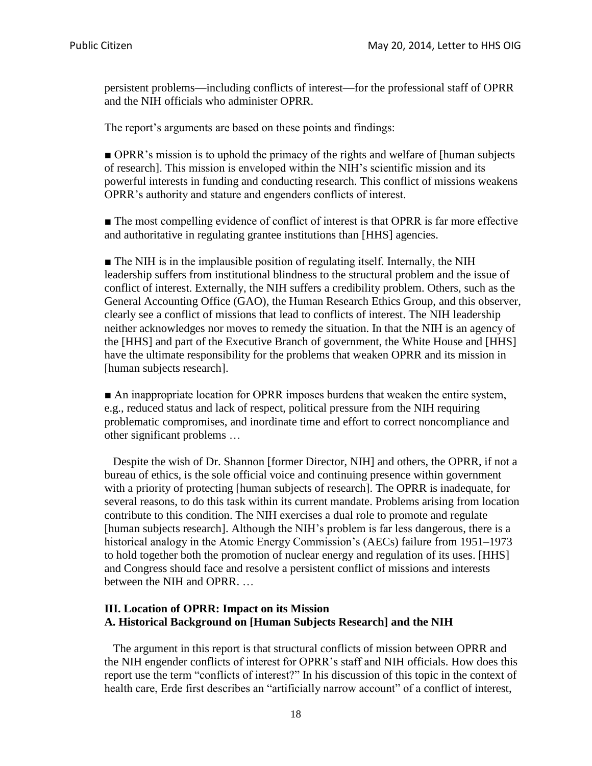persistent problems—including conflicts of interest—for the professional staff of OPRR and the NIH officials who administer OPRR.

The report's arguments are based on these points and findings:

■ OPRR's mission is to uphold the primacy of the rights and welfare of [human subjects of research]. This mission is enveloped within the NIH's scientific mission and its powerful interests in funding and conducting research. This conflict of missions weakens OPRR's authority and stature and engenders conflicts of interest.

■ The most compelling evidence of conflict of interest is that OPRR is far more effective and authoritative in regulating grantee institutions than [HHS] agencies.

■ The NIH is in the implausible position of regulating itself. Internally, the NIH leadership suffers from institutional blindness to the structural problem and the issue of conflict of interest. Externally, the NIH suffers a credibility problem. Others, such as the General Accounting Office (GAO), the Human Research Ethics Group, and this observer, clearly see a conflict of missions that lead to conflicts of interest. The NIH leadership neither acknowledges nor moves to remedy the situation. In that the NIH is an agency of the [HHS] and part of the Executive Branch of government, the White House and [HHS] have the ultimate responsibility for the problems that weaken OPRR and its mission in [human subjects research].

■ An inappropriate location for OPRR imposes burdens that weaken the entire system, e.g., reduced status and lack of respect, political pressure from the NIH requiring problematic compromises, and inordinate time and effort to correct noncompliance and other significant problems …

Despite the wish of Dr. Shannon [former Director, NIH] and others, the OPRR, if not a bureau of ethics, is the sole official voice and continuing presence within government with a priority of protecting [human subjects of research]. The OPRR is inadequate, for several reasons, to do this task within its current mandate. Problems arising from location contribute to this condition. The NIH exercises a dual role to promote and regulate [human subjects research]. Although the NIH's problem is far less dangerous, there is a historical analogy in the Atomic Energy Commission's (AECs) failure from 1951–1973 to hold together both the promotion of nuclear energy and regulation of its uses. [HHS] and Congress should face and resolve a persistent conflict of missions and interests between the NIH and OPRR. …

### III. Location of OPRR: Impact on its Mission

### A. Historical Background on [Human Subjects Research] and the NIH

The argument in this report is that structural conflicts of mission between OPRR and the NIH engender conflicts of interest for OPRR's staff and NIH officials. How does this report use the term "conflicts of interest?" In his discussion of this topic in the context of health care, Erde first describes an "artificially narrow account" of a conflict of interest,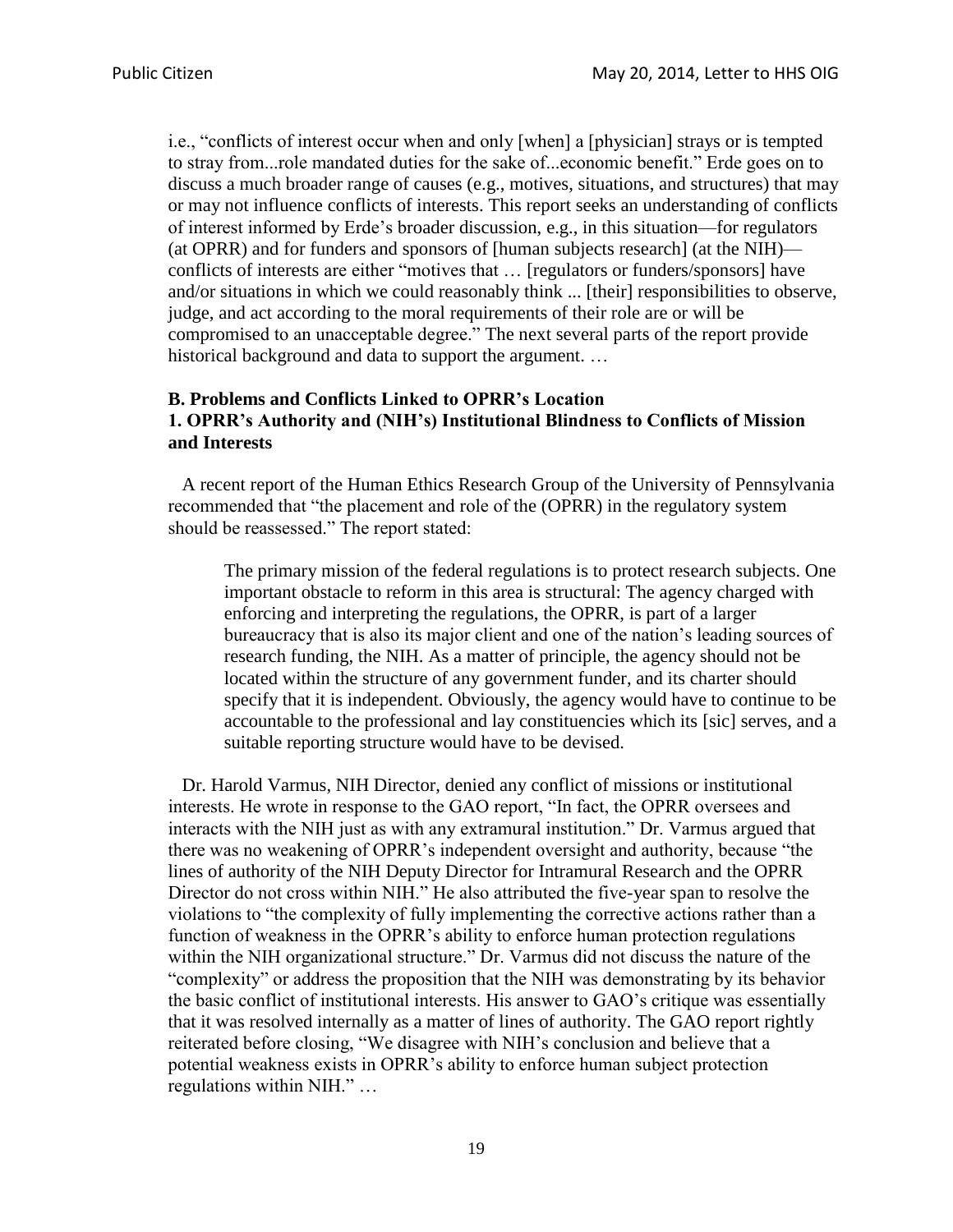i.e., "conflicts of interest occur when and only [when] a [physician] strays or is tempted to stray from...role mandated duties for the sake of...economic benefit." Erde goes on to discuss a much broader range of causes (e.g., motives, situations, and structures) that may or may not influence conflicts of interests. This report seeks an understanding of conflicts of interest informed by Erde's broader discussion, e.g., in this situation—for regulators (at OPRR) and for funders and sponsors of [human subjects research] (at the NIH)—conflicts of interests are either "motives that … [regulators or funders/sponsors] have and/or situations in which we could reasonably think ... [their] responsibilities to observe, judge, and act according to the moral requirements of their role are or will be compromised to an unacceptable degree." The next several parts of the report provide historical background and data to support the argument. …

**B. Problems and Conflicts Linked to OPRR's Location**
**1. OPRR's Authority and (NIH's) Institutional Blindness to Conflicts of Mission and Interests**

A recent report of the Human Ethics Research Group of the University of Pennsylvania recommended that "the placement and role of the (OPRR) in the regulatory system should be reassessed." The report stated:

> The primary mission of the federal regulations is to protect research subjects. One important obstacle to reform in this area is structural: The agency charged with enforcing and interpreting the regulations, the OPRR, is part of a larger bureaucracy that is also its major client and one of the nation's leading sources of research funding, the NIH. As a matter of principle, the agency should not be located within the structure of any government funder, and its charter should specify that it is independent. Obviously, the agency would have to continue to be accountable to the professional and lay constituencies which its [sic] serves, and a suitable reporting structure would have to be devised.

Dr. Harold Varmus, NIH Director, denied any conflict of missions or institutional interests. He wrote in response to the GAO report, "In fact, the OPRR oversees and interacts with the NIH just as with any extramural institution." Dr. Varmus argued that there was no weakening of OPRR's independent oversight and authority, because "the lines of authority of the NIH Deputy Director for Intramural Research and the OPRR Director do not cross within NIH." He also attributed the five-year span to resolve the violations to "the complexity of fully implementing the corrective actions rather than a function of weakness in the OPRR's ability to enforce human protection regulations within the NIH organizational structure." Dr. Varmus did not discuss the nature of the "complexity" or address the proposition that the NIH was demonstrating by its behavior the basic conflict of institutional interests. His answer to GAO's critique was essentially that it was resolved internally as a matter of lines of authority. The GAO report rightly reiterated before closing, "We disagree with NIH's conclusion and believe that a potential weakness exists in OPRR's ability to enforce human subject protection regulations within NIH." …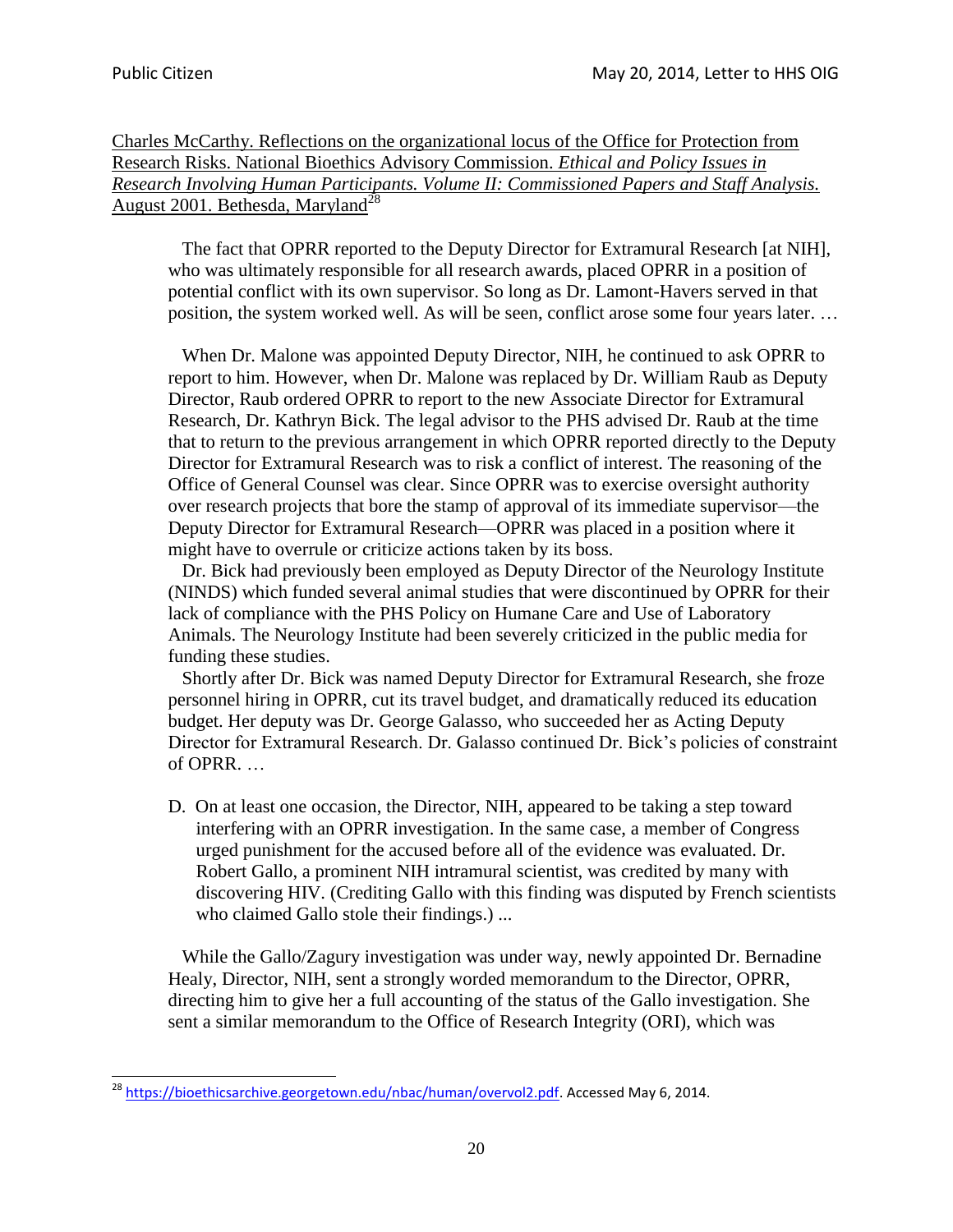Charles McCarthy. Reflections on the organizational locus of the Office for Protection from Research Risks. National Bioethics Advisory Commission. *Ethical and Policy Issues in Research Involving Human Participants. Volume II: Commissioned Papers and Staff Analysis.* August 2001. Bethesda, Maryland[28]

> The fact that OPRR reported to the Deputy Director for Extramural Research [at NIH], who was ultimately responsible for all research awards, placed OPRR in a position of potential conflict with its own supervisor. So long as Dr. Lamont-Havers served in that position, the system worked well. As will be seen, conflict arose some four years later. …
>
> When Dr. Malone was appointed Deputy Director, NIH, he continued to ask OPRR to report to him. However, when Dr. Malone was replaced by Dr. William Raub as Deputy Director, Raub ordered OPRR to report to the new Associate Director for Extramural Research, Dr. Kathryn Bick. The legal advisor to the PHS advised Dr. Raub at the time that to return to the previous arrangement in which OPRR reported directly to the Deputy Director for Extramural Research was to risk a conflict of interest. The reasoning of the Office of General Counsel was clear. Since OPRR was to exercise oversight authority over research projects that bore the stamp of approval of its immediate supervisor—the Deputy Director for Extramural Research—OPRR was placed in a position where it might have to overrule or criticize actions taken by its boss.
>
> Dr. Bick had previously been employed as Deputy Director of the Neurology Institute (NINDS) which funded several animal studies that were discontinued by OPRR for their lack of compliance with the PHS Policy on Humane Care and Use of Laboratory Animals. The Neurology Institute had been severely criticized in the public media for funding these studies.
>
> Shortly after Dr. Bick was named Deputy Director for Extramural Research, she froze personnel hiring in OPRR, cut its travel budget, and dramatically reduced its education budget. Her deputy was Dr. George Galasso, who succeeded her as Acting Deputy Director for Extramural Research. Dr. Galasso continued Dr. Bick's policies of constraint of OPRR. …
>
> D. On at least one occasion, the Director, NIH, appeared to be taking a step toward interfering with an OPRR investigation. In the same case, a member of Congress urged punishment for the accused before all of the evidence was evaluated. Dr. Robert Gallo, a prominent NIH intramural scientist, was credited by many with discovering HIV. (Crediting Gallo with this finding was disputed by French scientists who claimed Gallo stole their findings.) ...
>
> While the Gallo/Zagury investigation was under way, newly appointed Dr. Bernadine Healy, Director, NIH, sent a strongly worded memorandum to the Director, OPRR, directing him to give her a full accounting of the status of the Gallo investigation. She sent a similar memorandum to the Office of Research Integrity (ORI), which was

[28] https://bioethicsarchive.georgetown.edu/nbac/human/overvol2.pdf. Accessed May 6, 2014.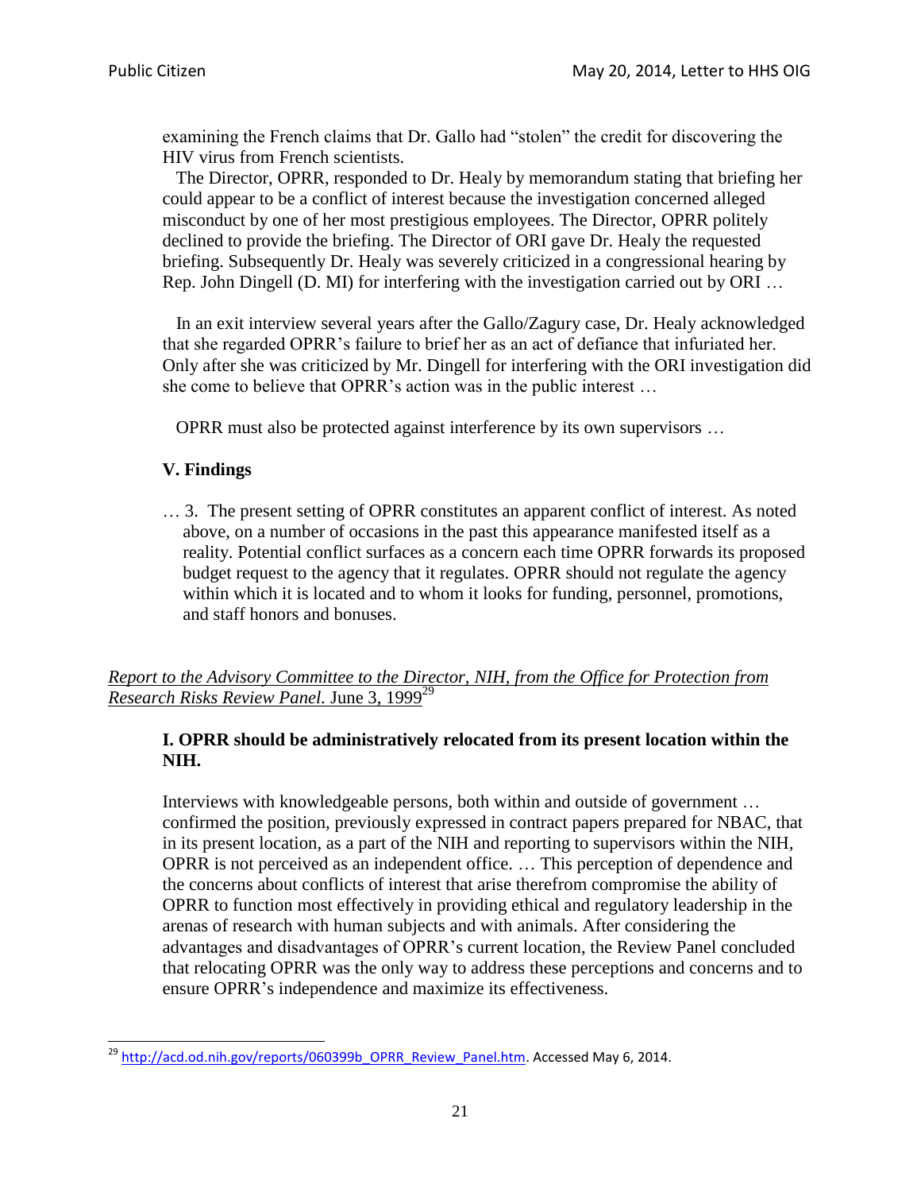examining the French claims that Dr. Gallo had "stolen" the credit for discovering the HIV virus from French scientists.

The Director, OPRR, responded to Dr. Healy by memorandum stating that briefing her could appear to be a conflict of interest because the investigation concerned alleged misconduct by one of her most prestigious employees. The Director, OPRR politely declined to provide the briefing. The Director of ORI gave Dr. Healy the requested briefing. Subsequently Dr. Healy was severely criticized in a congressional hearing by Rep. John Dingell (D. MI) for interfering with the investigation carried out by ORI …

In an exit interview several years after the Gallo/Zagury case, Dr. Healy acknowledged that she regarded OPRR's failure to brief her as an act of defiance that infuriated her. Only after she was criticized by Mr. Dingell for interfering with the ORI investigation did she come to believe that OPRR's action was in the public interest …

OPRR must also be protected against interference by its own supervisors …

**V. Findings**

… 3. The present setting of OPRR constitutes an apparent conflict of interest. As noted above, on a number of occasions in the past this appearance manifested itself as a reality. Potential conflict surfaces as a concern each time OPRR forwards its proposed budget request to the agency that it regulates. OPRR should not regulate the agency within which it is located and to whom it looks for funding, personnel, promotions, and staff honors and bonuses.

*Report to the Advisory Committee to the Director, NIH, from the Office for Protection from Research Risks Review Panel.* June 3, 1999[29]

**I. OPRR should be administratively relocated from its present location within the NIH.**

Interviews with knowledgeable persons, both within and outside of government … confirmed the position, previously expressed in contract papers prepared for NBAC, that in its present location, as a part of the NIH and reporting to supervisors within the NIH, OPRR is not perceived as an independent office. … This perception of dependence and the concerns about conflicts of interest that arise therefrom compromise the ability of OPRR to function most effectively in providing ethical and regulatory leadership in the arenas of research with human subjects and with animals. After considering the advantages and disadvantages of OPRR's current location, the Review Panel concluded that relocating OPRR was the only way to address these perceptions and concerns and to ensure OPRR's independence and maximize its effectiveness.

[29] http://acd.od.nih.gov/reports/060399b_OPRR_Review_Panel.htm. Accessed May 6, 2014.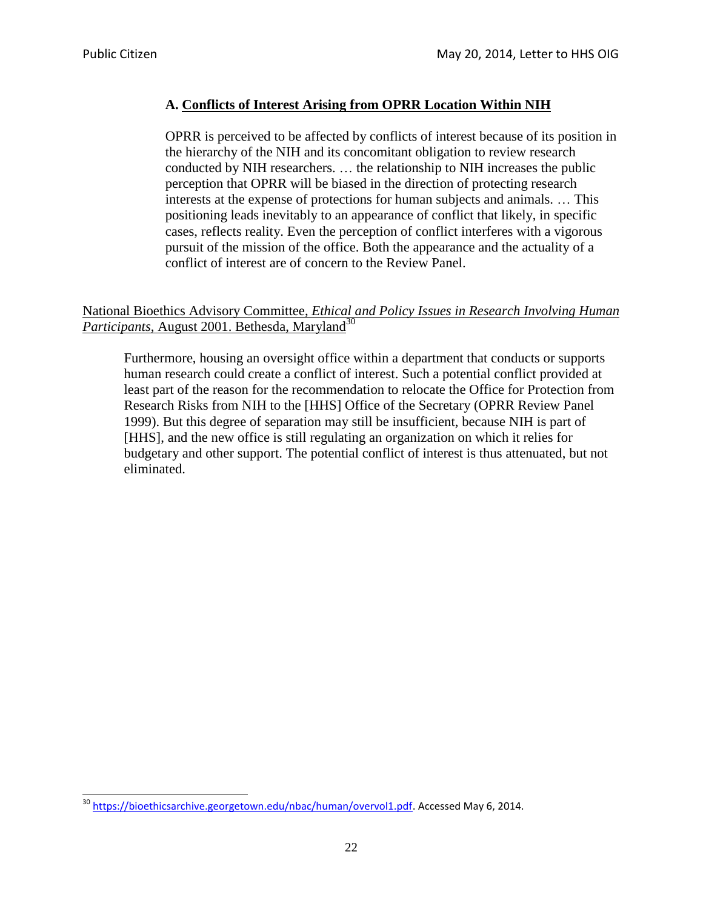**A. Conflicts of Interest Arising from OPRR Location Within NIH**

> OPRR is perceived to be affected by conflicts of interest because of its position in the hierarchy of the NIH and its concomitant obligation to review research conducted by NIH researchers. … the relationship to NIH increases the public perception that OPRR will be biased in the direction of protecting research interests at the expense of protections for human subjects and animals. … This positioning leads inevitably to an appearance of conflict that likely, in specific cases, reflects reality. Even the perception of conflict interferes with a vigorous pursuit of the mission of the office. Both the appearance and the actuality of a conflict of interest are of concern to the Review Panel.

National Bioethics Advisory Committee, *Ethical and Policy Issues in Research Involving Human Participants*, August 2001. Bethesda, Maryland[30]

> Furthermore, housing an oversight office within a department that conducts or supports human research could create a conflict of interest. Such a potential conflict provided at least part of the reason for the recommendation to relocate the Office for Protection from Research Risks from NIH to the [HHS] Office of the Secretary (OPRR Review Panel 1999). But this degree of separation may still be insufficient, because NIH is part of [HHS], and the new office is still regulating an organization on which it relies for budgetary and other support. The potential conflict of interest is thus attenuated, but not eliminated.

---

[30] https://bioethicsarchive.georgetown.edu/nbac/human/overvol1.pdf. Accessed May 6, 2014.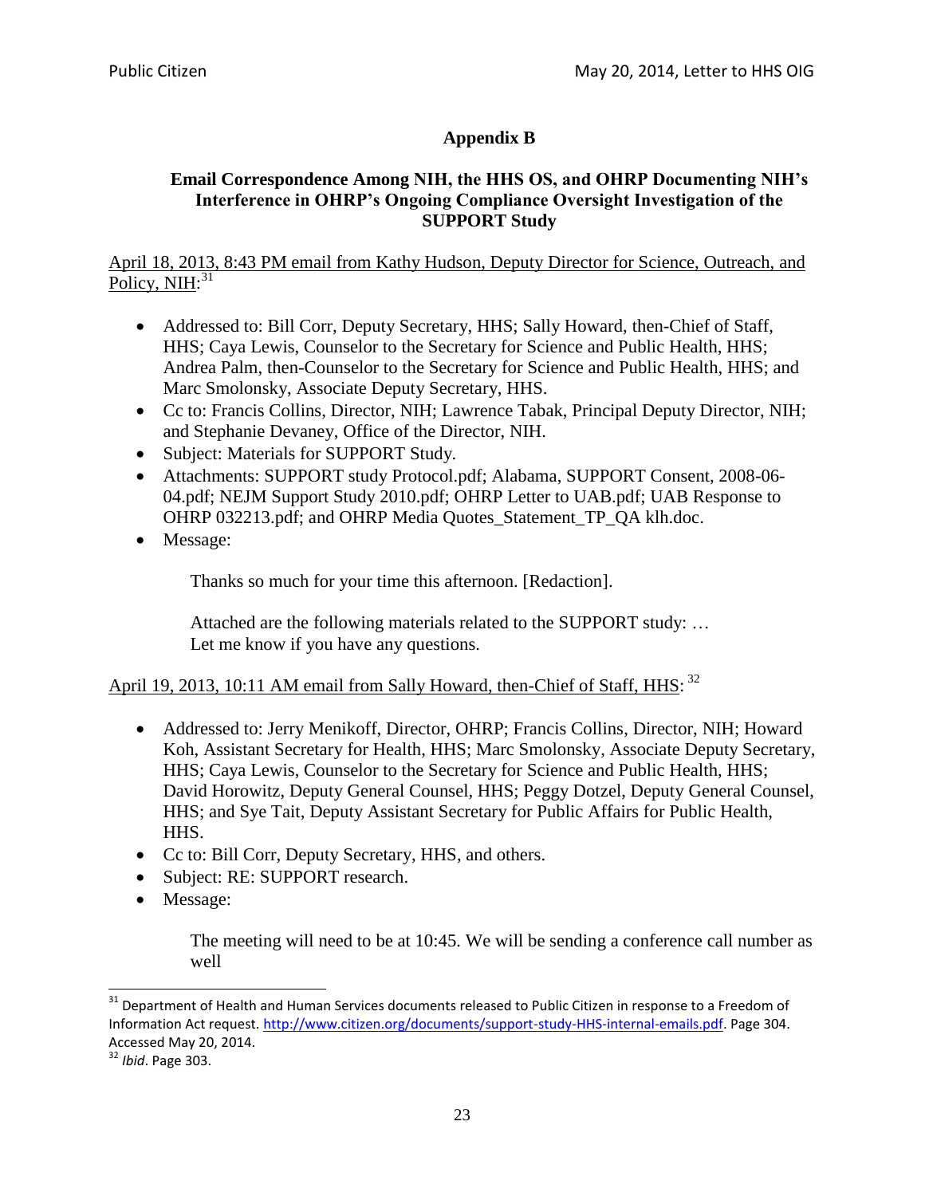## Appendix B

### Email Correspondence Among NIH, the HHS OS, and OHRP Documenting NIH's Interference in OHRP's Ongoing Compliance Oversight Investigation of the SUPPORT Study

April 18, 2013, 8:43 PM email from Kathy Hudson, Deputy Director for Science, Outreach, and Policy, NIH:[31]

- Addressed to: Bill Corr, Deputy Secretary, HHS; Sally Howard, then-Chief of Staff, HHS; Caya Lewis, Counselor to the Secretary for Science and Public Health, HHS; Andrea Palm, then-Counselor to the Secretary for Science and Public Health, HHS; and Marc Smolonsky, Associate Deputy Secretary, HHS.
- Cc to: Francis Collins, Director, NIH; Lawrence Tabak, Principal Deputy Director, NIH; and Stephanie Devaney, Office of the Director, NIH.
- Subject: Materials for SUPPORT Study.
- Attachments: SUPPORT study Protocol.pdf; Alabama, SUPPORT Consent, 2008-06-04.pdf; NEJM Support Study 2010.pdf; OHRP Letter to UAB.pdf; UAB Response to OHRP 032213.pdf; and OHRP Media Quotes_Statement_TP_QA klh.doc.
- Message:

  Thanks so much for your time this afternoon. [Redaction].

  Attached are the following materials related to the SUPPORT study: …
  Let me know if you have any questions.

April 19, 2013, 10:11 AM email from Sally Howard, then-Chief of Staff, HHS:[32]

- Addressed to: Jerry Menikoff, Director, OHRP; Francis Collins, Director, NIH; Howard Koh, Assistant Secretary for Health, HHS; Marc Smolonsky, Associate Deputy Secretary, HHS; Caya Lewis, Counselor to the Secretary for Science and Public Health, HHS; David Horowitz, Deputy General Counsel, HHS; Peggy Dotzel, Deputy General Counsel, HHS; and Sye Tait, Deputy Assistant Secretary for Public Affairs for Public Health, HHS.
- Cc to: Bill Corr, Deputy Secretary, HHS, and others.
- Subject: RE: SUPPORT research.
- Message:

  The meeting will need to be at 10:45. We will be sending a conference call number as well

---

[31] Department of Health and Human Services documents released to Public Citizen in response to a Freedom of Information Act request. http://www.citizen.org/documents/support-study-HHS-internal-emails.pdf. Page 304. Accessed May 20, 2014.

[32] *Ibid*. Page 303.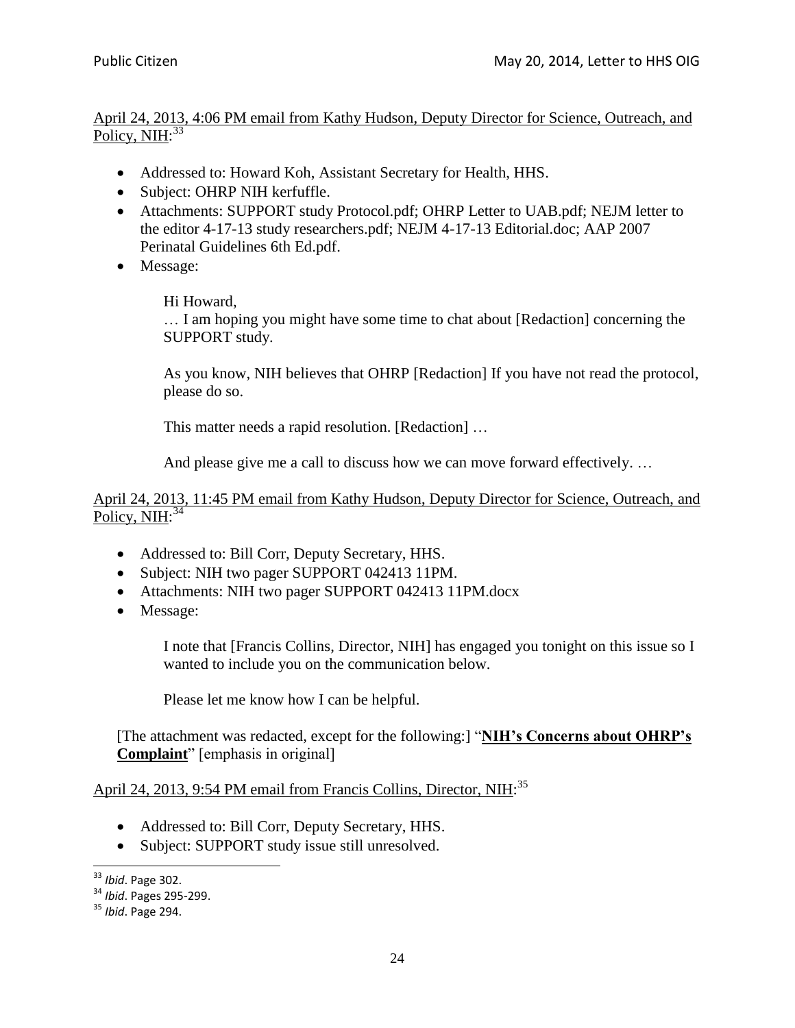April 24, 2013, 4:06 PM email from Kathy Hudson, Deputy Director for Science, Outreach, and Policy, NIH:[33]

- Addressed to: Howard Koh, Assistant Secretary for Health, HHS.
- Subject: OHRP NIH kerfuffle.
- Attachments: SUPPORT study Protocol.pdf; OHRP Letter to UAB.pdf; NEJM letter to the editor 4-17-13 study researchers.pdf; NEJM 4-17-13 Editorial.doc; AAP 2007 Perinatal Guidelines 6th Ed.pdf.
- Message:

> Hi Howard,
> … I am hoping you might have some time to chat about [Redaction] concerning the SUPPORT study.
>
> As you know, NIH believes that OHRP [Redaction] If you have not read the protocol, please do so.
>
> This matter needs a rapid resolution. [Redaction] …
>
> And please give me a call to discuss how we can move forward effectively. …

April 24, 2013, 11:45 PM email from Kathy Hudson, Deputy Director for Science, Outreach, and Policy, NIH:[34]

- Addressed to: Bill Corr, Deputy Secretary, HHS.
- Subject: NIH two pager SUPPORT 042413 11PM.
- Attachments: NIH two pager SUPPORT 042413 11PM.docx
- Message:

> I note that [Francis Collins, Director, NIH] has engaged you tonight on this issue so I wanted to include you on the communication below.
>
> Please let me know how I can be helpful.

[The attachment was redacted, except for the following:] "**NIH's Concerns about OHRP's Complaint**" [emphasis in original]

April 24, 2013, 9:54 PM email from Francis Collins, Director, NIH:[35]

- Addressed to: Bill Corr, Deputy Secretary, HHS.
- Subject: SUPPORT study issue still unresolved.

---

[33] *Ibid*. Page 302.

[34] *Ibid*. Pages 295-299.

[35] *Ibid*. Page 294.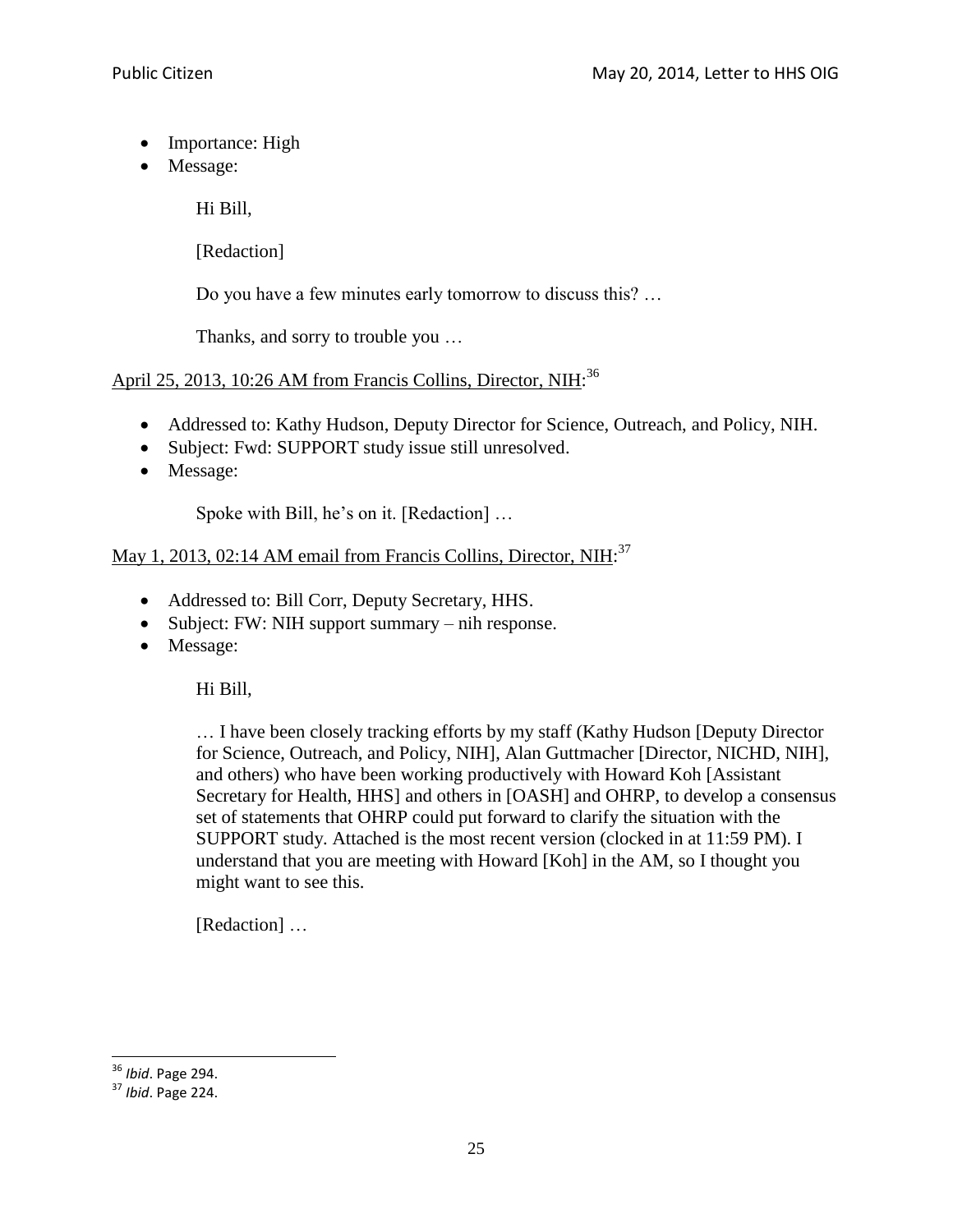- Importance: High
- Message:

  Hi Bill,

  [Redaction]

  Do you have a few minutes early tomorrow to discuss this? …

  Thanks, and sorry to trouble you …

<u>April 25, 2013, 10:26 AM from Francis Collins, Director, NIH</u>:[36]

- Addressed to: Kathy Hudson, Deputy Director for Science, Outreach, and Policy, NIH.
- Subject: Fwd: SUPPORT study issue still unresolved.
- Message:

  Spoke with Bill, he's on it. [Redaction] …

<u>May 1, 2013, 02:14 AM email from Francis Collins, Director, NIH</u>:[37]

- Addressed to: Bill Corr, Deputy Secretary, HHS.
- Subject: FW: NIH support summary – nih response.
- Message:

  Hi Bill,

  … I have been closely tracking efforts by my staff (Kathy Hudson [Deputy Director for Science, Outreach, and Policy, NIH], Alan Guttmacher [Director, NICHD, NIH], and others) who have been working productively with Howard Koh [Assistant Secretary for Health, HHS] and others in [OASH] and OHRP, to develop a consensus set of statements that OHRP could put forward to clarify the situation with the SUPPORT study. Attached is the most recent version (clocked in at 11:59 PM). I understand that you are meeting with Howard [Koh] in the AM, so I thought you might want to see this.

  [Redaction] …

---

[36] *Ibid*. Page 294.

[37] *Ibid*. Page 224.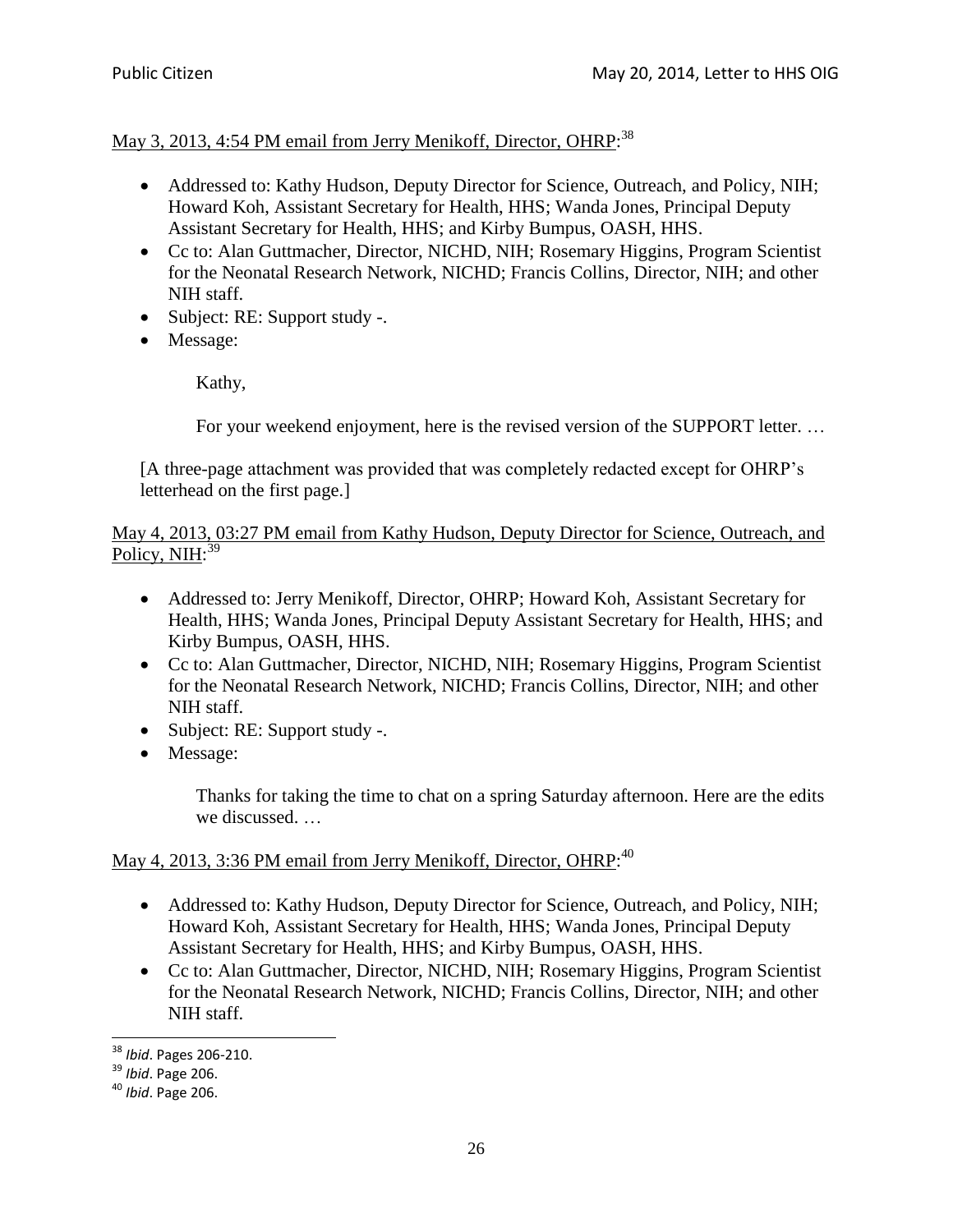May 3, 2013, 4:54 PM email from Jerry Menikoff, Director, OHRP:[38]

- Addressed to: Kathy Hudson, Deputy Director for Science, Outreach, and Policy, NIH; Howard Koh, Assistant Secretary for Health, HHS; Wanda Jones, Principal Deputy Assistant Secretary for Health, HHS; and Kirby Bumpus, OASH, HHS.
- Cc to: Alan Guttmacher, Director, NICHD, NIH; Rosemary Higgins, Program Scientist for the Neonatal Research Network, NICHD; Francis Collins, Director, NIH; and other NIH staff.
- Subject: RE: Support study -.
- Message:

> Kathy,
>
> For your weekend enjoyment, here is the revised version of the SUPPORT letter. …

[A three-page attachment was provided that was completely redacted except for OHRP's letterhead on the first page.]

May 4, 2013, 03:27 PM email from Kathy Hudson, Deputy Director for Science, Outreach, and Policy, NIH:[39]

- Addressed to: Jerry Menikoff, Director, OHRP; Howard Koh, Assistant Secretary for Health, HHS; Wanda Jones, Principal Deputy Assistant Secretary for Health, HHS; and Kirby Bumpus, OASH, HHS.
- Cc to: Alan Guttmacher, Director, NICHD, NIH; Rosemary Higgins, Program Scientist for the Neonatal Research Network, NICHD; Francis Collins, Director, NIH; and other NIH staff.
- Subject: RE: Support study -.
- Message:

> Thanks for taking the time to chat on a spring Saturday afternoon. Here are the edits we discussed. …

May 4, 2013, 3:36 PM email from Jerry Menikoff, Director, OHRP:[40]

- Addressed to: Kathy Hudson, Deputy Director for Science, Outreach, and Policy, NIH; Howard Koh, Assistant Secretary for Health, HHS; Wanda Jones, Principal Deputy Assistant Secretary for Health, HHS; and Kirby Bumpus, OASH, HHS.
- Cc to: Alan Guttmacher, Director, NICHD, NIH; Rosemary Higgins, Program Scientist for the Neonatal Research Network, NICHD; Francis Collins, Director, NIH; and other NIH staff.

---

[38] *Ibid*. Pages 206-210.

[39] *Ibid*. Page 206.

[40] *Ibid*. Page 206.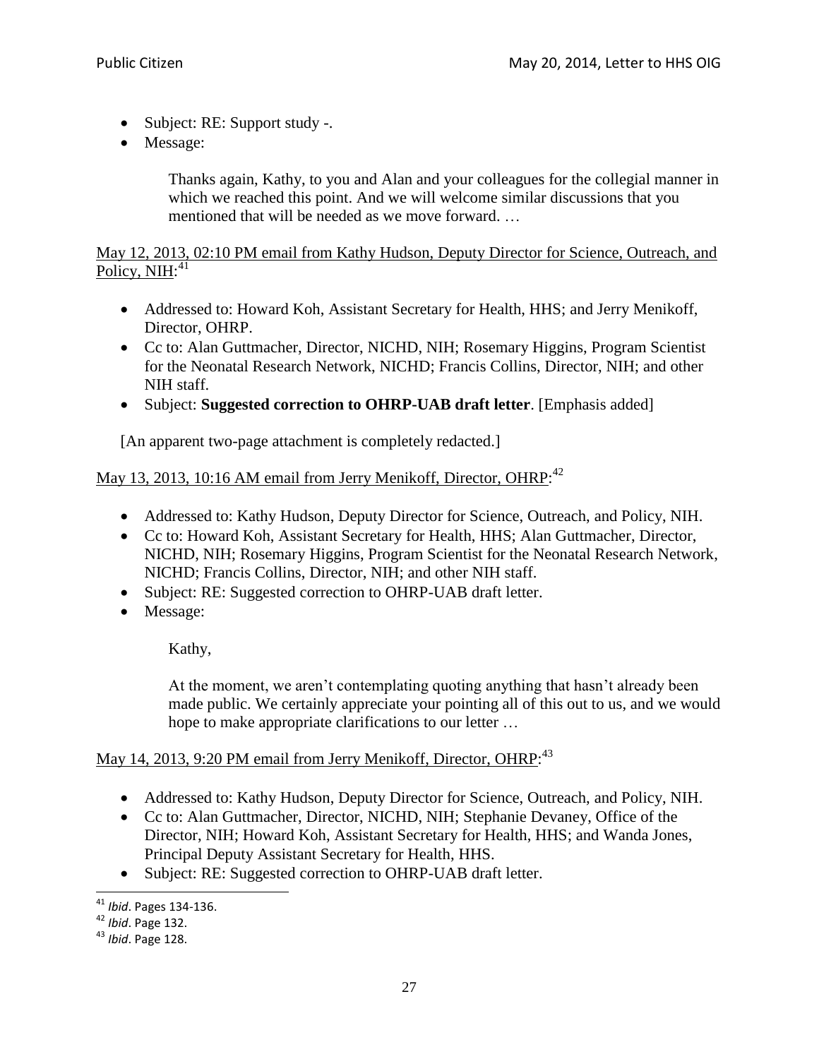- Subject: RE: Support study -.
- Message:

  > Thanks again, Kathy, to you and Alan and your colleagues for the collegial manner in which we reached this point. And we will welcome similar discussions that you mentioned that will be needed as we move forward. …

May 12, 2013, 02:10 PM email from Kathy Hudson, Deputy Director for Science, Outreach, and Policy, NIH:[41]

- Addressed to: Howard Koh, Assistant Secretary for Health, HHS; and Jerry Menikoff, Director, OHRP.
- Cc to: Alan Guttmacher, Director, NICHD, NIH; Rosemary Higgins, Program Scientist for the Neonatal Research Network, NICHD; Francis Collins, Director, NIH; and other NIH staff.
- Subject: **Suggested correction to OHRP-UAB draft letter**. [Emphasis added]

[An apparent two-page attachment is completely redacted.]

May 13, 2013, 10:16 AM email from Jerry Menikoff, Director, OHRP:[42]

- Addressed to: Kathy Hudson, Deputy Director for Science, Outreach, and Policy, NIH.
- Cc to: Howard Koh, Assistant Secretary for Health, HHS; Alan Guttmacher, Director, NICHD, NIH; Rosemary Higgins, Program Scientist for the Neonatal Research Network, NICHD; Francis Collins, Director, NIH; and other NIH staff.
- Subject: RE: Suggested correction to OHRP-UAB draft letter.
- Message:

  > Kathy,
  >
  > At the moment, we aren't contemplating quoting anything that hasn't already been made public. We certainly appreciate your pointing all of this out to us, and we would hope to make appropriate clarifications to our letter …

May 14, 2013, 9:20 PM email from Jerry Menikoff, Director, OHRP:[43]

- Addressed to: Kathy Hudson, Deputy Director for Science, Outreach, and Policy, NIH.
- Cc to: Alan Guttmacher, Director, NICHD, NIH; Stephanie Devaney, Office of the Director, NIH; Howard Koh, Assistant Secretary for Health, HHS; and Wanda Jones, Principal Deputy Assistant Secretary for Health, HHS.
- Subject: RE: Suggested correction to OHRP-UAB draft letter.

---

[41] *Ibid*. Pages 134-136.

[42] *Ibid*. Page 132.

[43] *Ibid*. Page 128.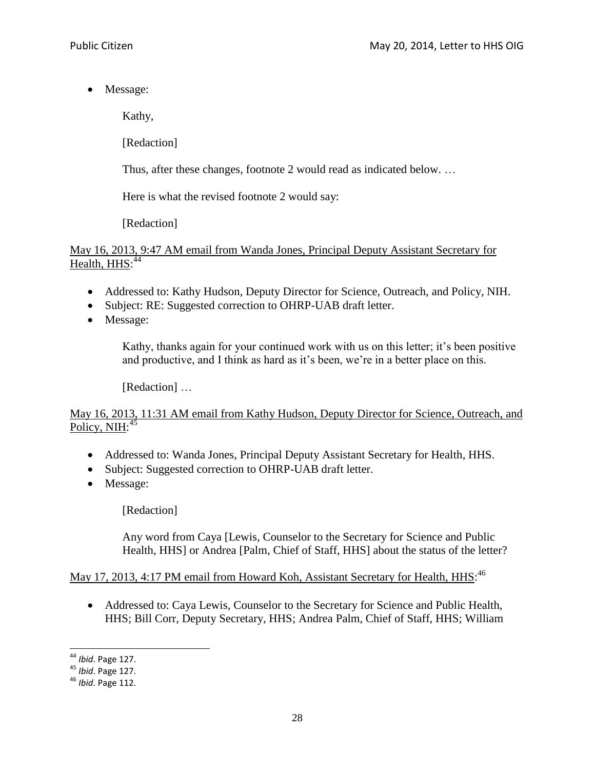- Message:

  Kathy,

  [Redaction]

  Thus, after these changes, footnote 2 would read as indicated below. …

  Here is what the revised footnote 2 would say:

  [Redaction]

<u>May 16, 2013, 9:47 AM email from Wanda Jones, Principal Deputy Assistant Secretary for Health, HHS:</u>[44]

- Addressed to: Kathy Hudson, Deputy Director for Science, Outreach, and Policy, NIH.
- Subject: RE: Suggested correction to OHRP-UAB draft letter.
- Message:

  Kathy, thanks again for your continued work with us on this letter; it's been positive and productive, and I think as hard as it's been, we're in a better place on this.

  [Redaction] …

<u>May 16, 2013, 11:31 AM email from Kathy Hudson, Deputy Director for Science, Outreach, and Policy, NIH:</u>[45]

- Addressed to: Wanda Jones, Principal Deputy Assistant Secretary for Health, HHS.
- Subject: Suggested correction to OHRP-UAB draft letter.
- Message:

  [Redaction]

  Any word from Caya [Lewis, Counselor to the Secretary for Science and Public Health, HHS] or Andrea [Palm, Chief of Staff, HHS] about the status of the letter?

<u>May 17, 2013, 4:17 PM email from Howard Koh, Assistant Secretary for Health, HHS:</u>[46]

- Addressed to: Caya Lewis, Counselor to the Secretary for Science and Public Health, HHS; Bill Corr, Deputy Secretary, HHS; Andrea Palm, Chief of Staff, HHS; William

---

[44] *Ibid*. Page 127.

[45] *Ibid*. Page 127.

[46] *Ibid*. Page 112.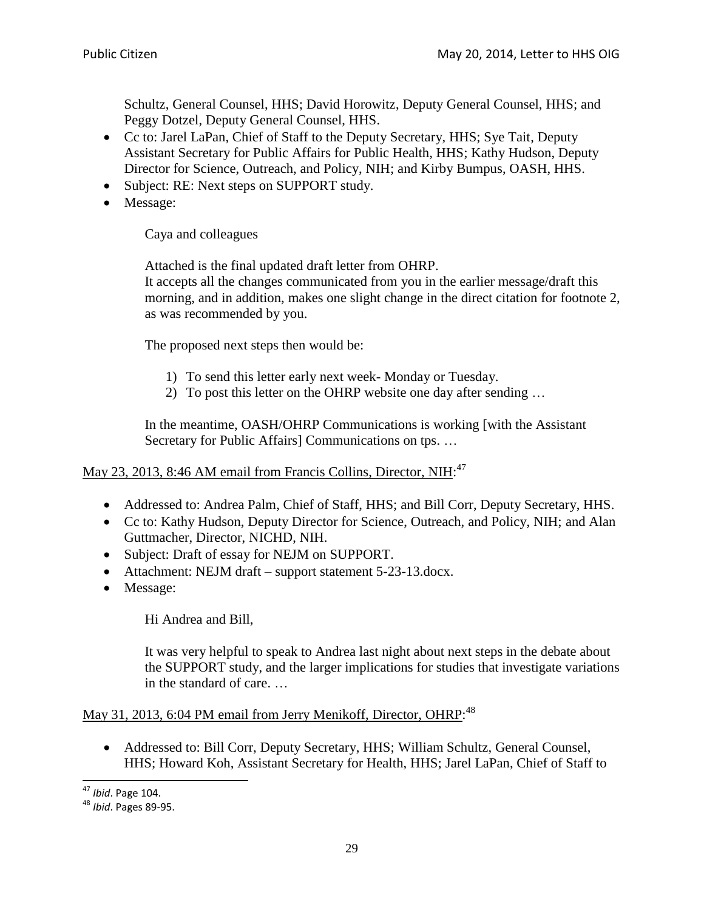Schultz, General Counsel, HHS; David Horowitz, Deputy General Counsel, HHS; and Peggy Dotzel, Deputy General Counsel, HHS.

- Cc to: Jarel LaPan, Chief of Staff to the Deputy Secretary, HHS; Sye Tait, Deputy Assistant Secretary for Public Affairs for Public Health, HHS; Kathy Hudson, Deputy Director for Science, Outreach, and Policy, NIH; and Kirby Bumpus, OASH, HHS.
- Subject: RE: Next steps on SUPPORT study.
- Message:

> Caya and colleagues
>
> Attached is the final updated draft letter from OHRP.
> It accepts all the changes communicated from you in the earlier message/draft this morning, and in addition, makes one slight change in the direct citation for footnote 2, as was recommended by you.
>
> The proposed next steps then would be:
>
> 1) To send this letter early next week- Monday or Tuesday.
> 2) To post this letter on the OHRP website one day after sending …
>
> In the meantime, OASH/OHRP Communications is working [with the Assistant Secretary for Public Affairs] Communications on tps. …

<u>May 23, 2013, 8:46 AM email from Francis Collins, Director, NIH</u>:[47]

- Addressed to: Andrea Palm, Chief of Staff, HHS; and Bill Corr, Deputy Secretary, HHS.
- Cc to: Kathy Hudson, Deputy Director for Science, Outreach, and Policy, NIH; and Alan Guttmacher, Director, NICHD, NIH.
- Subject: Draft of essay for NEJM on SUPPORT.
- Attachment: NEJM draft – support statement 5-23-13.docx.
- Message:

> Hi Andrea and Bill,
>
> It was very helpful to speak to Andrea last night about next steps in the debate about the SUPPORT study, and the larger implications for studies that investigate variations in the standard of care. …

<u>May 31, 2013, 6:04 PM email from Jerry Menikoff, Director, OHRP</u>:[48]

- Addressed to: Bill Corr, Deputy Secretary, HHS; William Schultz, General Counsel, HHS; Howard Koh, Assistant Secretary for Health, HHS; Jarel LaPan, Chief of Staff to

---

[47] *Ibid*. Page 104.

[48] *Ibid*. Pages 89-95.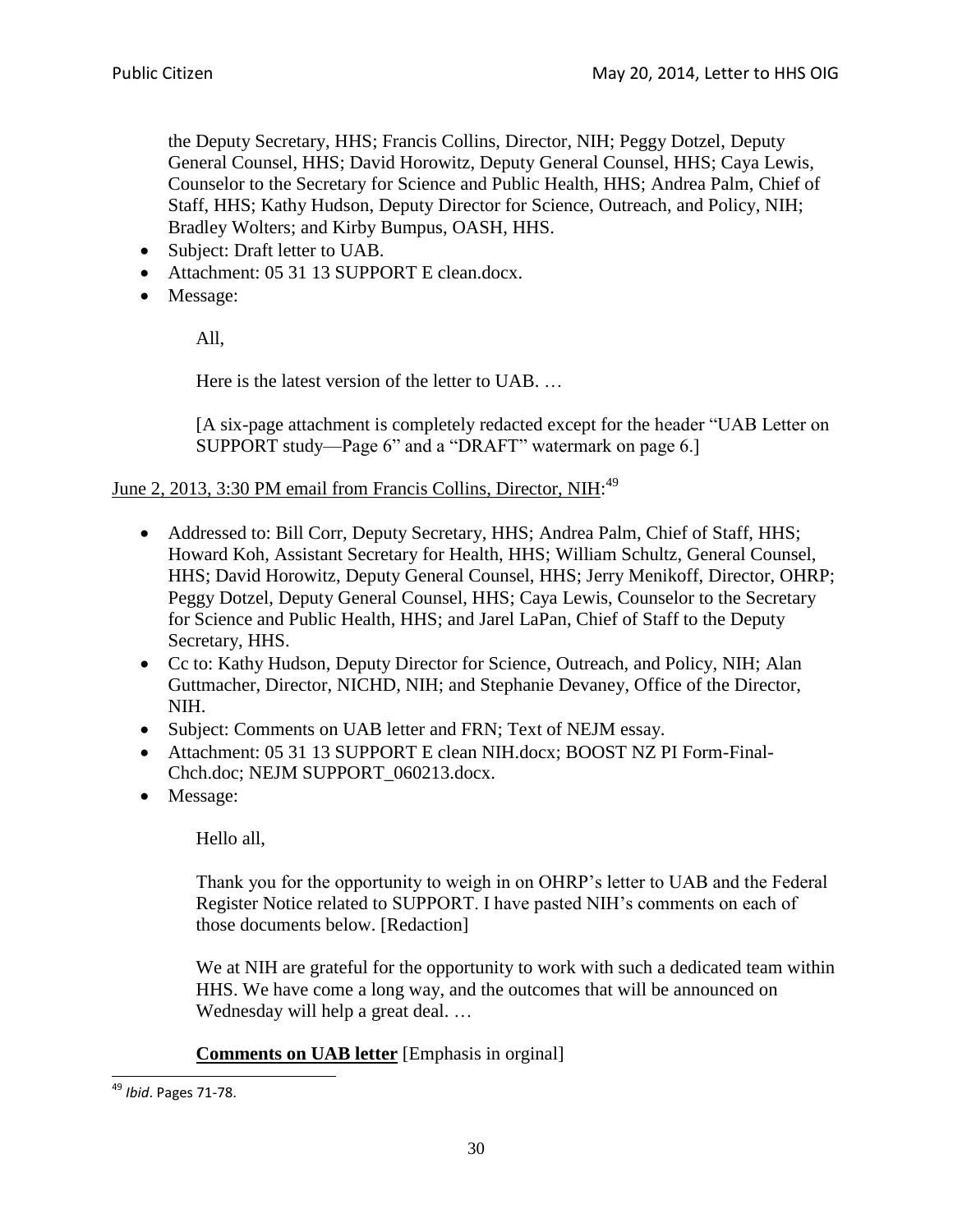the Deputy Secretary, HHS; Francis Collins, Director, NIH; Peggy Dotzel, Deputy General Counsel, HHS; David Horowitz, Deputy General Counsel, HHS; Caya Lewis, Counselor to the Secretary for Science and Public Health, HHS; Andrea Palm, Chief of Staff, HHS; Kathy Hudson, Deputy Director for Science, Outreach, and Policy, NIH; Bradley Wolters; and Kirby Bumpus, OASH, HHS.

- Subject: Draft letter to UAB.
- Attachment: 05 31 13 SUPPORT E clean.docx.
- Message:

  All,

  Here is the latest version of the letter to UAB. …

  [A six-page attachment is completely redacted except for the header "UAB Letter on SUPPORT study—Page 6" and a "DRAFT" watermark on page 6.]

<u>June 2, 2013, 3:30 PM email from Francis Collins, Director, NIH</u>:[49]

- Addressed to: Bill Corr, Deputy Secretary, HHS; Andrea Palm, Chief of Staff, HHS; Howard Koh, Assistant Secretary for Health, HHS; William Schultz, General Counsel, HHS; David Horowitz, Deputy General Counsel, HHS; Jerry Menikoff, Director, OHRP; Peggy Dotzel, Deputy General Counsel, HHS; Caya Lewis, Counselor to the Secretary for Science and Public Health, HHS; and Jarel LaPan, Chief of Staff to the Deputy Secretary, HHS.
- Cc to: Kathy Hudson, Deputy Director for Science, Outreach, and Policy, NIH; Alan Guttmacher, Director, NICHD, NIH; and Stephanie Devaney, Office of the Director, NIH.
- Subject: Comments on UAB letter and FRN; Text of NEJM essay.
- Attachment: 05 31 13 SUPPORT E clean NIH.docx; BOOST NZ PI Form-Final-Chch.doc; NEJM SUPPORT_060213.docx.
- Message:

  Hello all,

  Thank you for the opportunity to weigh in on OHRP's letter to UAB and the Federal Register Notice related to SUPPORT. I have pasted NIH's comments on each of those documents below. [Redaction]

  We at NIH are grateful for the opportunity to work with such a dedicated team within HHS. We have come a long way, and the outcomes that will be announced on Wednesday will help a great deal. …

  <u>**Comments on UAB letter**</u> [Emphasis in orginal]

[49] *Ibid*. Pages 71-78.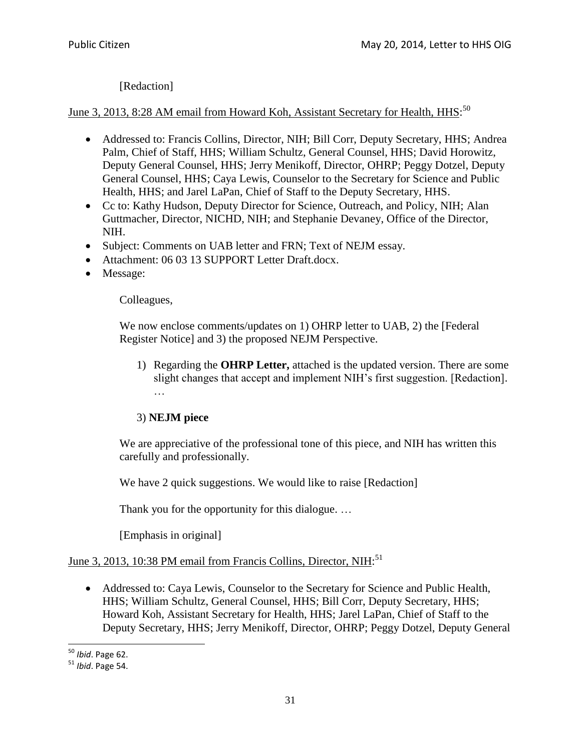[Redaction]

June 3, 2013, 8:28 AM email from Howard Koh, Assistant Secretary for Health, HHS:[50]

- Addressed to: Francis Collins, Director, NIH; Bill Corr, Deputy Secretary, HHS; Andrea Palm, Chief of Staff, HHS; William Schultz, General Counsel, HHS; David Horowitz, Deputy General Counsel, HHS; Jerry Menikoff, Director, OHRP; Peggy Dotzel, Deputy General Counsel, HHS; Caya Lewis, Counselor to the Secretary for Science and Public Health, HHS; and Jarel LaPan, Chief of Staff to the Deputy Secretary, HHS.
- Cc to: Kathy Hudson, Deputy Director for Science, Outreach, and Policy, NIH; Alan Guttmacher, Director, NICHD, NIH; and Stephanie Devaney, Office of the Director, NIH.
- Subject: Comments on UAB letter and FRN; Text of NEJM essay.
- Attachment: 06 03 13 SUPPORT Letter Draft.docx.
- Message:

  Colleagues,

  We now enclose comments/updates on 1) OHRP letter to UAB, 2) the [Federal Register Notice] and 3) the proposed NEJM Perspective.

  1) Regarding the **OHRP Letter,** attached is the updated version. There are some slight changes that accept and implement NIH's first suggestion. [Redaction]. …

  3) **NEJM piece**

  We are appreciative of the professional tone of this piece, and NIH has written this carefully and professionally.

  We have 2 quick suggestions. We would like to raise [Redaction]

  Thank you for the opportunity for this dialogue. …

  [Emphasis in original]

June 3, 2013, 10:38 PM email from Francis Collins, Director, NIH:[51]

- Addressed to: Caya Lewis, Counselor to the Secretary for Science and Public Health, HHS; William Schultz, General Counsel, HHS; Bill Corr, Deputy Secretary, HHS; Howard Koh, Assistant Secretary for Health, HHS; Jarel LaPan, Chief of Staff to the Deputy Secretary, HHS; Jerry Menikoff, Director, OHRP; Peggy Dotzel, Deputy General

[50] *Ibid*. Page 62.

[51] *Ibid*. Page 54.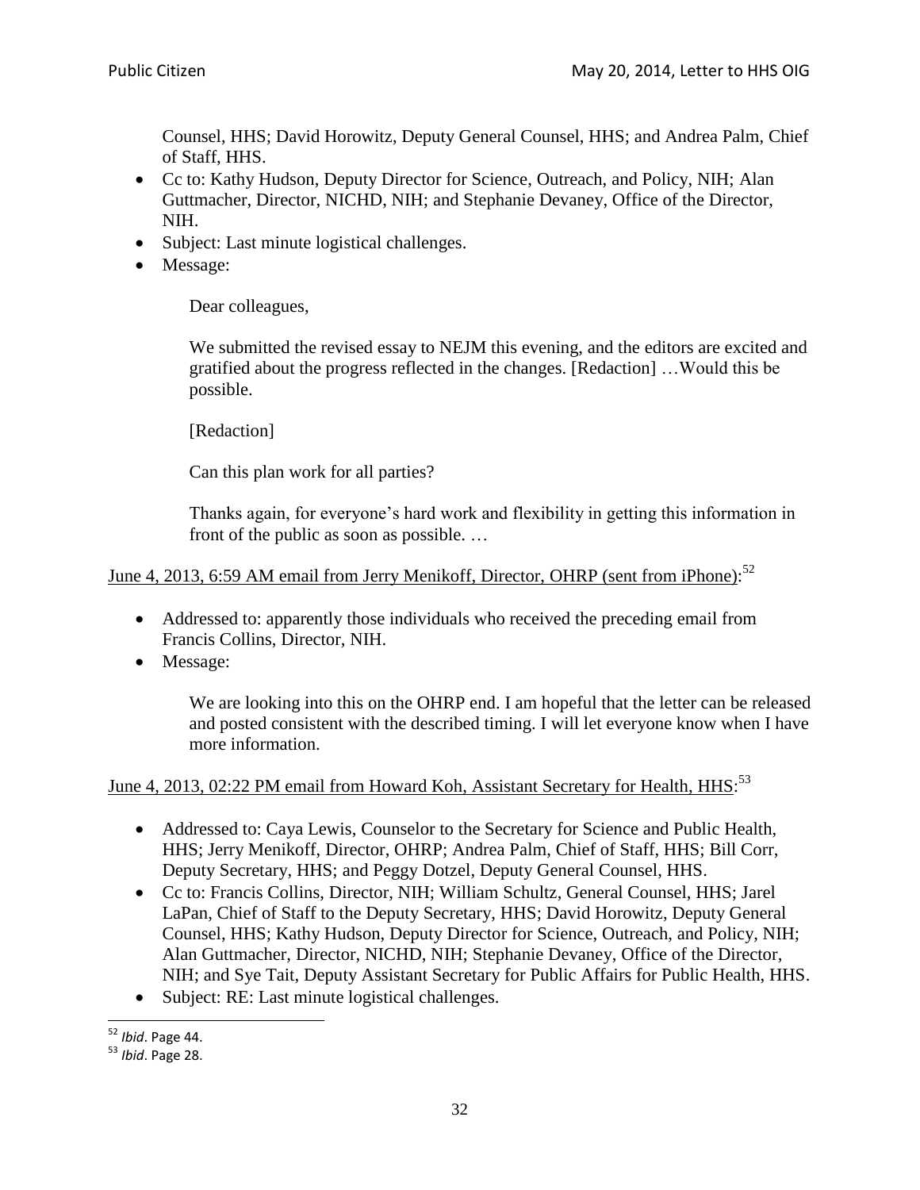Counsel, HHS; David Horowitz, Deputy General Counsel, HHS; and Andrea Palm, Chief of Staff, HHS.

- Cc to: Kathy Hudson, Deputy Director for Science, Outreach, and Policy, NIH; Alan Guttmacher, Director, NICHD, NIH; and Stephanie Devaney, Office of the Director, NIH.
- Subject: Last minute logistical challenges.
- Message:

> Dear colleagues,
>
> We submitted the revised essay to NEJM this evening, and the editors are excited and gratified about the progress reflected in the changes. [Redaction] …Would this be possible.
>
> [Redaction]
>
> Can this plan work for all parties?
>
> Thanks again, for everyone's hard work and flexibility in getting this information in front of the public as soon as possible. …

June 4, 2013, 6:59 AM email from Jerry Menikoff, Director, OHRP (sent from iPhone):[52]

- Addressed to: apparently those individuals who received the preceding email from Francis Collins, Director, NIH.
- Message:

> We are looking into this on the OHRP end. I am hopeful that the letter can be released and posted consistent with the described timing. I will let everyone know when I have more information.

June 4, 2013, 02:22 PM email from Howard Koh, Assistant Secretary for Health, HHS:[53]

- Addressed to: Caya Lewis, Counselor to the Secretary for Science and Public Health, HHS; Jerry Menikoff, Director, OHRP; Andrea Palm, Chief of Staff, HHS; Bill Corr, Deputy Secretary, HHS; and Peggy Dotzel, Deputy General Counsel, HHS.
- Cc to: Francis Collins, Director, NIH; William Schultz, General Counsel, HHS; Jarel LaPan, Chief of Staff to the Deputy Secretary, HHS; David Horowitz, Deputy General Counsel, HHS; Kathy Hudson, Deputy Director for Science, Outreach, and Policy, NIH; Alan Guttmacher, Director, NICHD, NIH; Stephanie Devaney, Office of the Director, NIH; and Sye Tait, Deputy Assistant Secretary for Public Affairs for Public Health, HHS.
- Subject: RE: Last minute logistical challenges.

[52] *Ibid*. Page 44.

[53] *Ibid*. Page 28.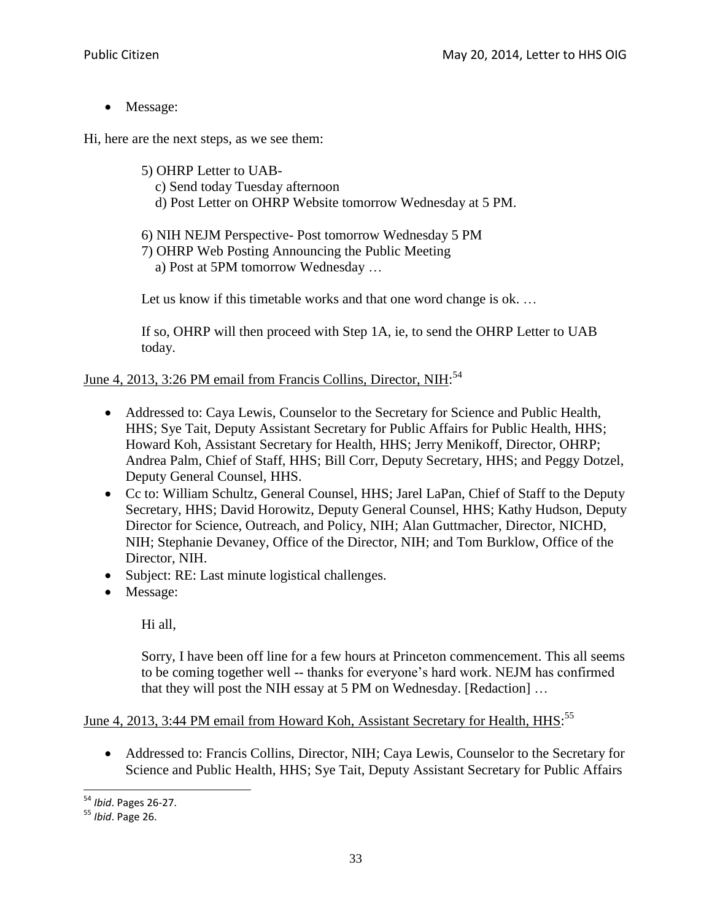- Message:

Hi, here are the next steps, as we see them:

> 5) OHRP Letter to UAB-
> c) Send today Tuesday afternoon
> d) Post Letter on OHRP Website tomorrow Wednesday at 5 PM.
>
> 6) NIH NEJM Perspective- Post tomorrow Wednesday 5 PM
> 7) OHRP Web Posting Announcing the Public Meeting
> a) Post at 5PM tomorrow Wednesday …
>
> Let us know if this timetable works and that one word change is ok. …
>
> If so, OHRP will then proceed with Step 1A, ie, to send the OHRP Letter to UAB today.

<u>June 4, 2013, 3:26 PM email from Francis Collins, Director, NIH:</u>[54]

- Addressed to: Caya Lewis, Counselor to the Secretary for Science and Public Health, HHS; Sye Tait, Deputy Assistant Secretary for Public Affairs for Public Health, HHS; Howard Koh, Assistant Secretary for Health, HHS; Jerry Menikoff, Director, OHRP; Andrea Palm, Chief of Staff, HHS; Bill Corr, Deputy Secretary, HHS; and Peggy Dotzel, Deputy General Counsel, HHS.
- Cc to: William Schultz, General Counsel, HHS; Jarel LaPan, Chief of Staff to the Deputy Secretary, HHS; David Horowitz, Deputy General Counsel, HHS; Kathy Hudson, Deputy Director for Science, Outreach, and Policy, NIH; Alan Guttmacher, Director, NICHD, NIH; Stephanie Devaney, Office of the Director, NIH; and Tom Burklow, Office of the Director, NIH.
- Subject: RE: Last minute logistical challenges.
- Message:

> Hi all,
>
> Sorry, I have been off line for a few hours at Princeton commencement. This all seems to be coming together well -- thanks for everyone's hard work. NEJM has confirmed that they will post the NIH essay at 5 PM on Wednesday. [Redaction] …

<u>June 4, 2013, 3:44 PM email from Howard Koh, Assistant Secretary for Health, HHS:</u>[55]

- Addressed to: Francis Collins, Director, NIH; Caya Lewis, Counselor to the Secretary for Science and Public Health, HHS; Sye Tait, Deputy Assistant Secretary for Public Affairs

---

[54] *Ibid*. Pages 26-27.

[55] *Ibid*. Page 26.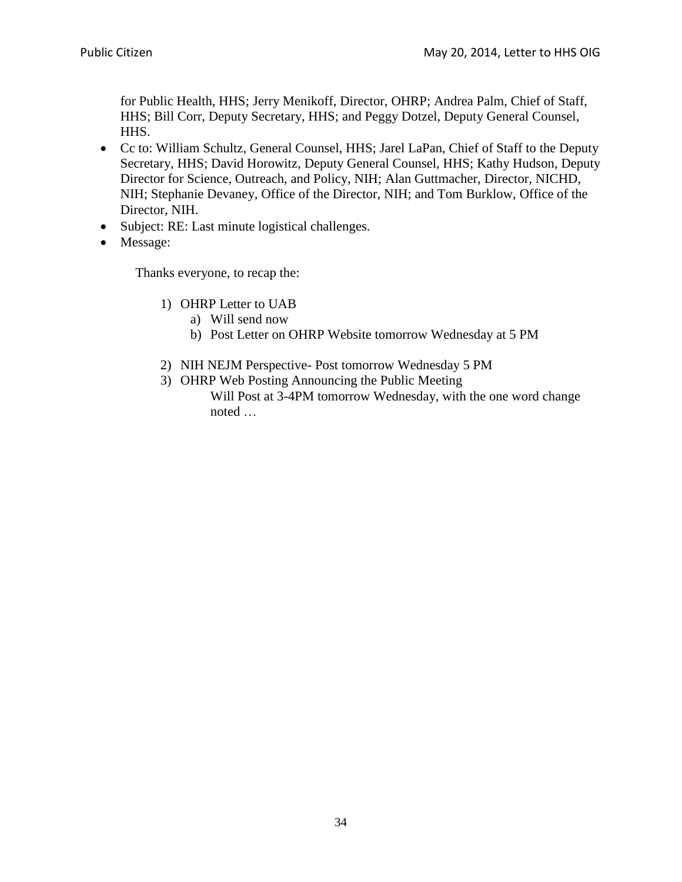for Public Health, HHS; Jerry Menikoff, Director, OHRP; Andrea Palm, Chief of Staff, HHS; Bill Corr, Deputy Secretary, HHS; and Peggy Dotzel, Deputy General Counsel, HHS.

- Cc to: William Schultz, General Counsel, HHS; Jarel LaPan, Chief of Staff to the Deputy Secretary, HHS; David Horowitz, Deputy General Counsel, HHS; Kathy Hudson, Deputy Director for Science, Outreach, and Policy, NIH; Alan Guttmacher, Director, NICHD, NIH; Stephanie Devaney, Office of the Director, NIH; and Tom Burklow, Office of the Director, NIH.
- Subject: RE: Last minute logistical challenges.
- Message:

  Thanks everyone, to recap the:

  1) OHRP Letter to UAB
     a) Will send now
     b) Post Letter on OHRP Website tomorrow Wednesday at 5 PM

  2) NIH NEJM Perspective- Post tomorrow Wednesday 5 PM
  3) OHRP Web Posting Announcing the Public Meeting
     Will Post at 3-4PM tomorrow Wednesday, with the one word change noted …